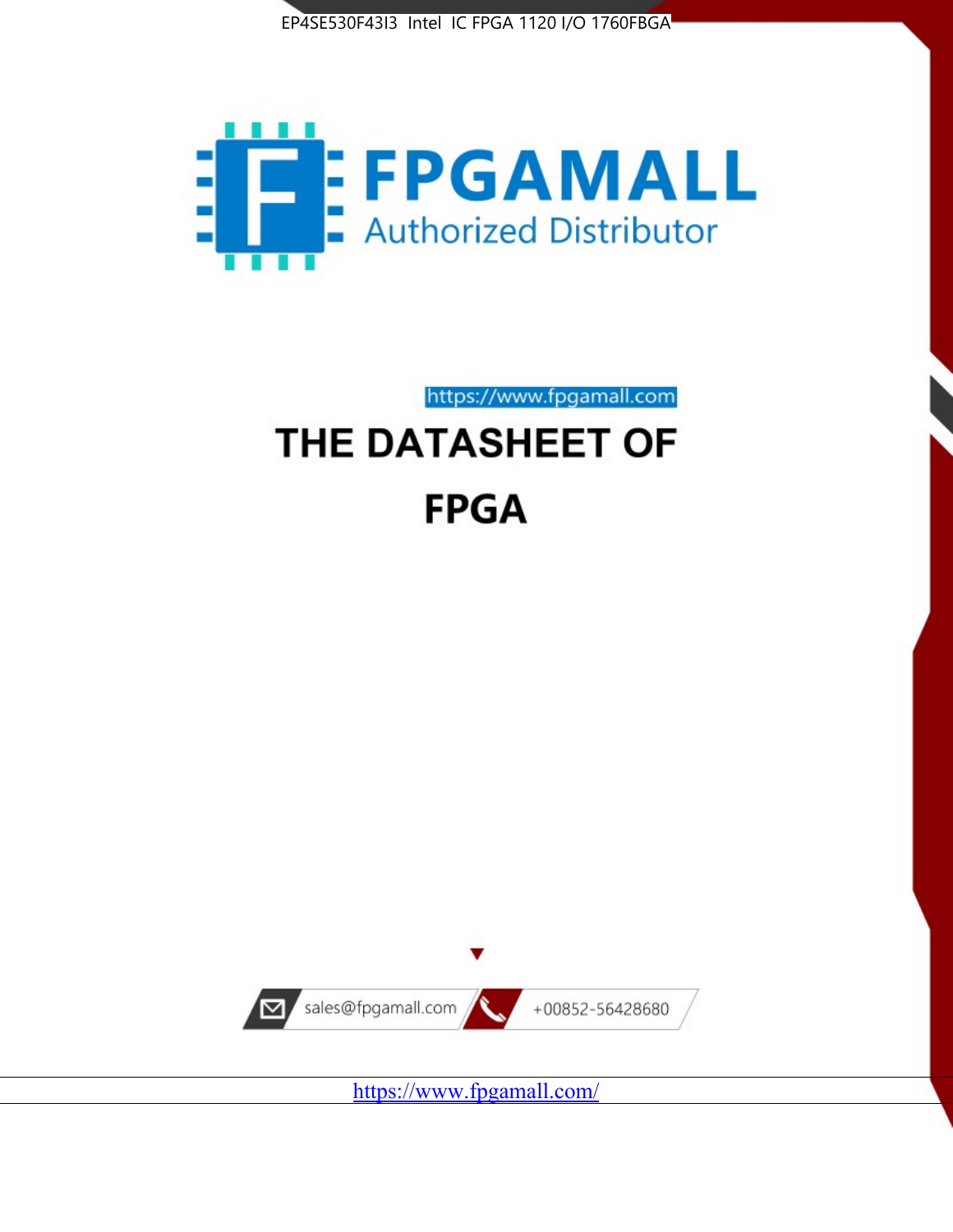EP4SE530F43I3 Intel IC FPGA 1120 I/O 1760FBGA

FPGAMALL

Authorized Distributor

https://www.fpgamall.com

# THE DATASHEET OF

# FPGA

sales@fpgamall.com

+00852-56428680

https://www.fpgamall.com/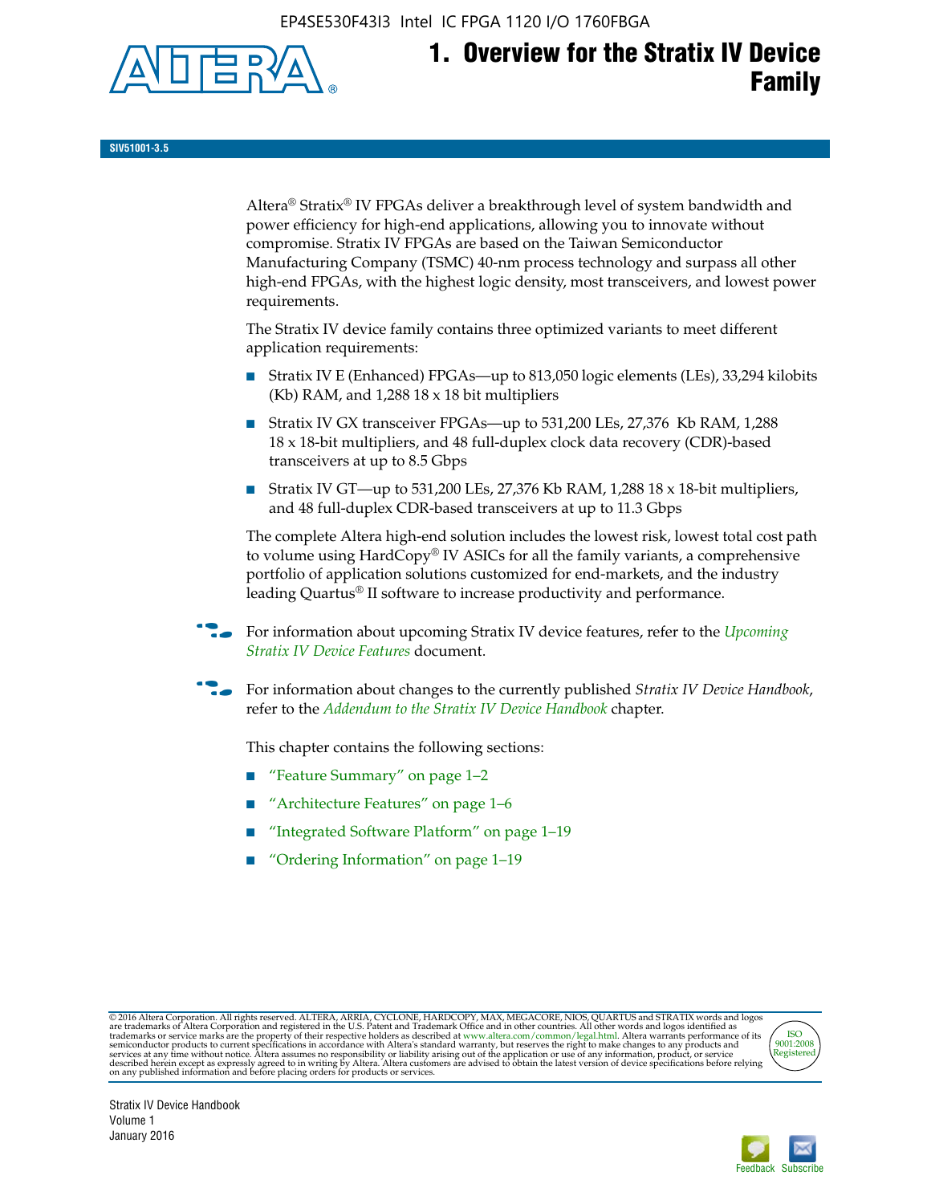# 1. Overview for the Stratix IV Device Family

**SIV51001-3.5**

Altera® Stratix® IV FPGAs deliver a breakthrough level of system bandwidth and power efficiency for high-end applications, allowing you to innovate without compromise. Stratix IV FPGAs are based on the Taiwan Semiconductor Manufacturing Company (TSMC) 40-nm process technology and surpass all other high-end FPGAs, with the highest logic density, most transceivers, and lowest power requirements.

The Stratix IV device family contains three optimized variants to meet different application requirements:

- Stratix IV E (Enhanced) FPGAs—up to 813,050 logic elements (LEs), 33,294 kilobits (Kb) RAM, and 1,288 18 x 18 bit multipliers
- Stratix IV GX transceiver FPGAs—up to 531,200 LEs, 27,376 Kb RAM, 1,288 18 x 18-bit multipliers, and 48 full-duplex clock data recovery (CDR)-based transceivers at up to 8.5 Gbps
- Stratix IV GT—up to 531,200 LEs, 27,376 Kb RAM, 1,288 18 x 18-bit multipliers, and 48 full-duplex CDR-based transceivers at up to 11.3 Gbps

The complete Altera high-end solution includes the lowest risk, lowest total cost path to volume using HardCopy® IV ASICs for all the family variants, a comprehensive portfolio of application solutions customized for end-markets, and the industry leading Quartus® II software to increase productivity and performance.

For information about upcoming Stratix IV device features, refer to the *Upcoming Stratix IV Device Features* document.

For information about changes to the currently published *Stratix IV Device Handbook*, refer to the *Addendum to the Stratix IV Device Handbook* chapter.

This chapter contains the following sections:

- "Feature Summary" on page 1–2
- "Architecture Features" on page 1–6
- "Integrated Software Platform" on page 1–19
- "Ordering Information" on page 1–19

© 2016 Altera Corporation. All rights reserved. ALTERA, ARRIA, CYCLONE, HARDCOPY, MAX, MEGACORE, NIOS, QUARTUS and STRATIX words and logos are trademarks of Altera Corporation and registered in the U.S. Patent and Trademark Office and in other countries. All other words and logos identified as trademarks or service marks are the property of their respective holders as described at www.altera.com/common/legal.html. Altera warrants performance of its semiconductor products to current specifications in accordance with Altera's standard warranty, but reserves the right to make changes to any products and services at any time without notice. Altera assumes no responsibility or liability arising out of the application or use of any information, product, or service described herein except as expressly agreed to in writing by Altera. Altera customers are advised to obtain the latest version of device specifications before relying on any published information and before placing orders for products or services.

Stratix IV Device Handbook
Volume 1
January 2016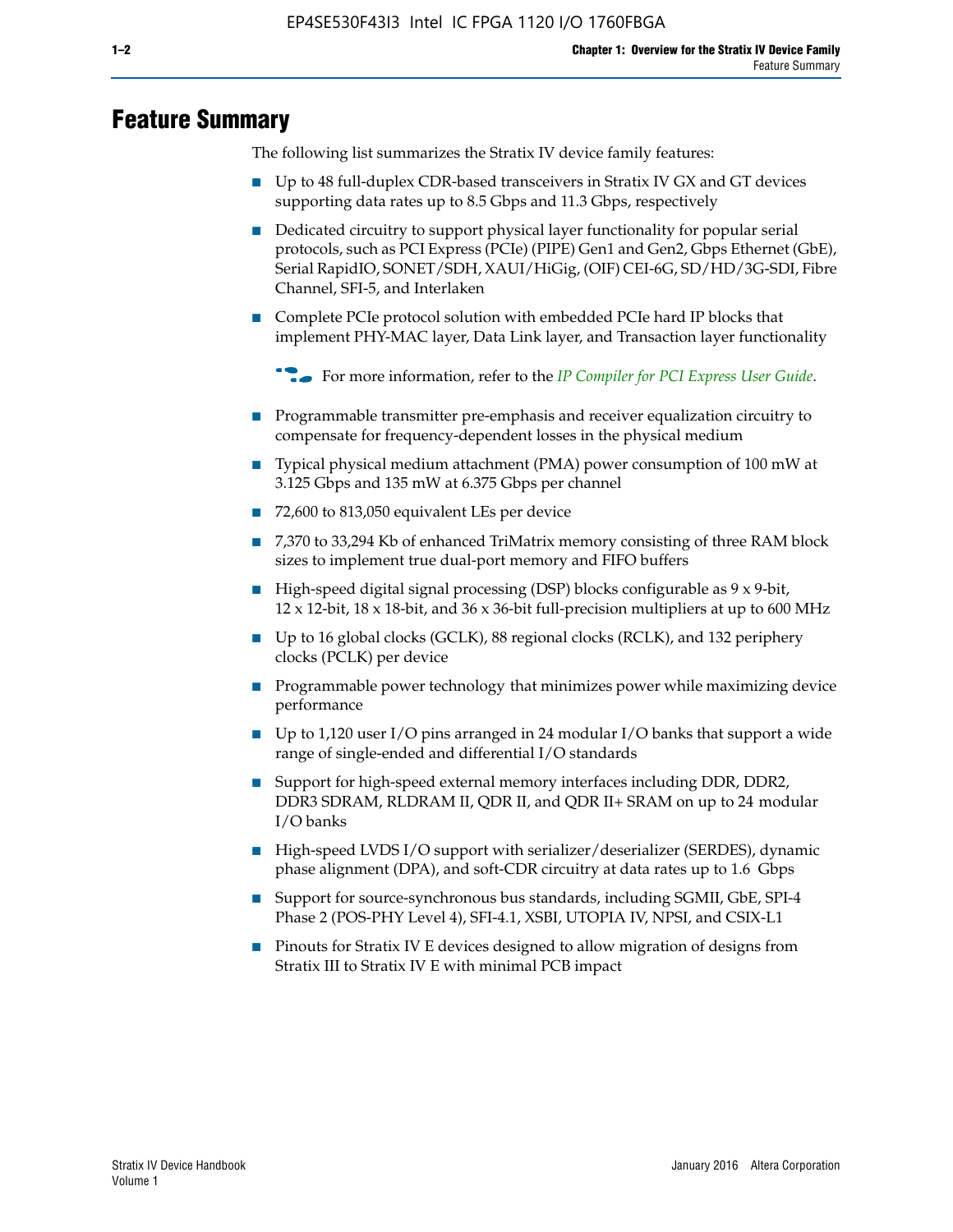# Feature Summary

The following list summarizes the Stratix IV device family features:

- Up to 48 full-duplex CDR-based transceivers in Stratix IV GX and GT devices supporting data rates up to 8.5 Gbps and 11.3 Gbps, respectively
- Dedicated circuitry to support physical layer functionality for popular serial protocols, such as PCI Express (PCIe) (PIPE) Gen1 and Gen2, Gbps Ethernet (GbE), Serial RapidIO, SONET/SDH, XAUI/HiGig, (OIF) CEI-6G, SD/HD/3G-SDI, Fibre Channel, SFI-5, and Interlaken
- Complete PCIe protocol solution with embedded PCIe hard IP blocks that implement PHY-MAC layer, Data Link layer, and Transaction layer functionality

  For more information, refer to the *IP Compiler for PCI Express User Guide*.

- Programmable transmitter pre-emphasis and receiver equalization circuitry to compensate for frequency-dependent losses in the physical medium
- Typical physical medium attachment (PMA) power consumption of 100 mW at 3.125 Gbps and 135 mW at 6.375 Gbps per channel
- 72,600 to 813,050 equivalent LEs per device
- 7,370 to 33,294 Kb of enhanced TriMatrix memory consisting of three RAM block sizes to implement true dual-port memory and FIFO buffers
- High-speed digital signal processing (DSP) blocks configurable as 9 x 9-bit, 12 x 12-bit, 18 x 18-bit, and 36 x 36-bit full-precision multipliers at up to 600 MHz
- Up to 16 global clocks (GCLK), 88 regional clocks (RCLK), and 132 periphery clocks (PCLK) per device
- Programmable power technology that minimizes power while maximizing device performance
- Up to 1,120 user I/O pins arranged in 24 modular I/O banks that support a wide range of single-ended and differential I/O standards
- Support for high-speed external memory interfaces including DDR, DDR2, DDR3 SDRAM, RLDRAM II, QDR II, and QDR II+ SRAM on up to 24 modular I/O banks
- High-speed LVDS I/O support with serializer/deserializer (SERDES), dynamic phase alignment (DPA), and soft-CDR circuitry at data rates up to 1.6 Gbps
- Support for source-synchronous bus standards, including SGMII, GbE, SPI-4 Phase 2 (POS-PHY Level 4), SFI-4.1, XSBI, UTOPIA IV, NPSI, and CSIX-L1
- Pinouts for Stratix IV E devices designed to allow migration of designs from Stratix III to Stratix IV E with minimal PCB impact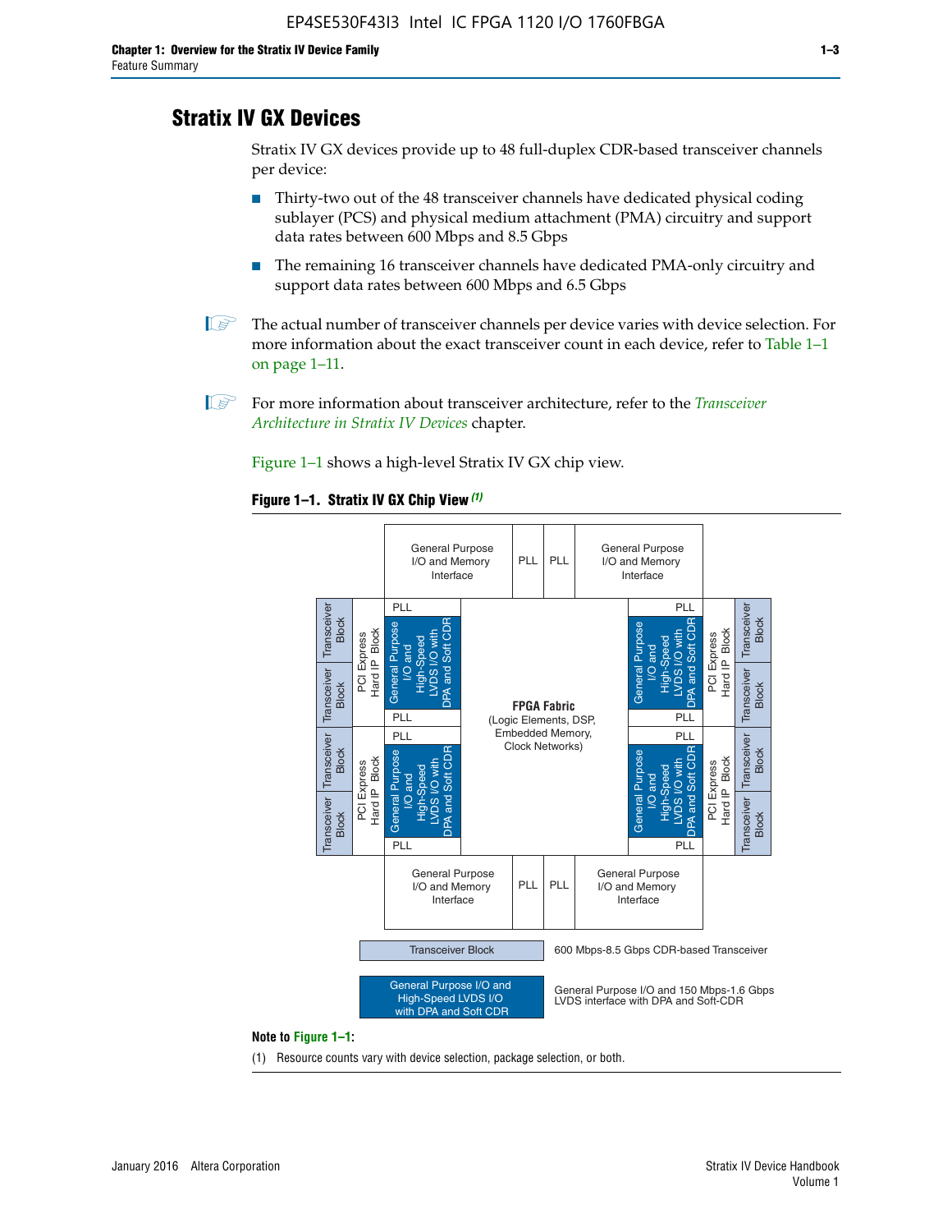## Stratix IV GX Devices

Stratix IV GX devices provide up to 48 full-duplex CDR-based transceiver channels per device:

- Thirty-two out of the 48 transceiver channels have dedicated physical coding sublayer (PCS) and physical medium attachment (PMA) circuitry and support data rates between 600 Mbps and 8.5 Gbps
- The remaining 16 transceiver channels have dedicated PMA-only circuitry and support data rates between 600 Mbps and 6.5 Gbps

The actual number of transceiver channels per device varies with device selection. For more information about the exact transceiver count in each device, refer to Table 1–1 on page 1–11.

For more information about transceiver architecture, refer to the *Transceiver Architecture in Stratix IV Devices* chapter.

Figure 1–1 shows a high-level Stratix IV GX chip view.

**Figure 1–1. Stratix IV GX Chip View (1)**

Note to Figure 1–1:

(1) Resource counts vary with device selection, package selection, or both.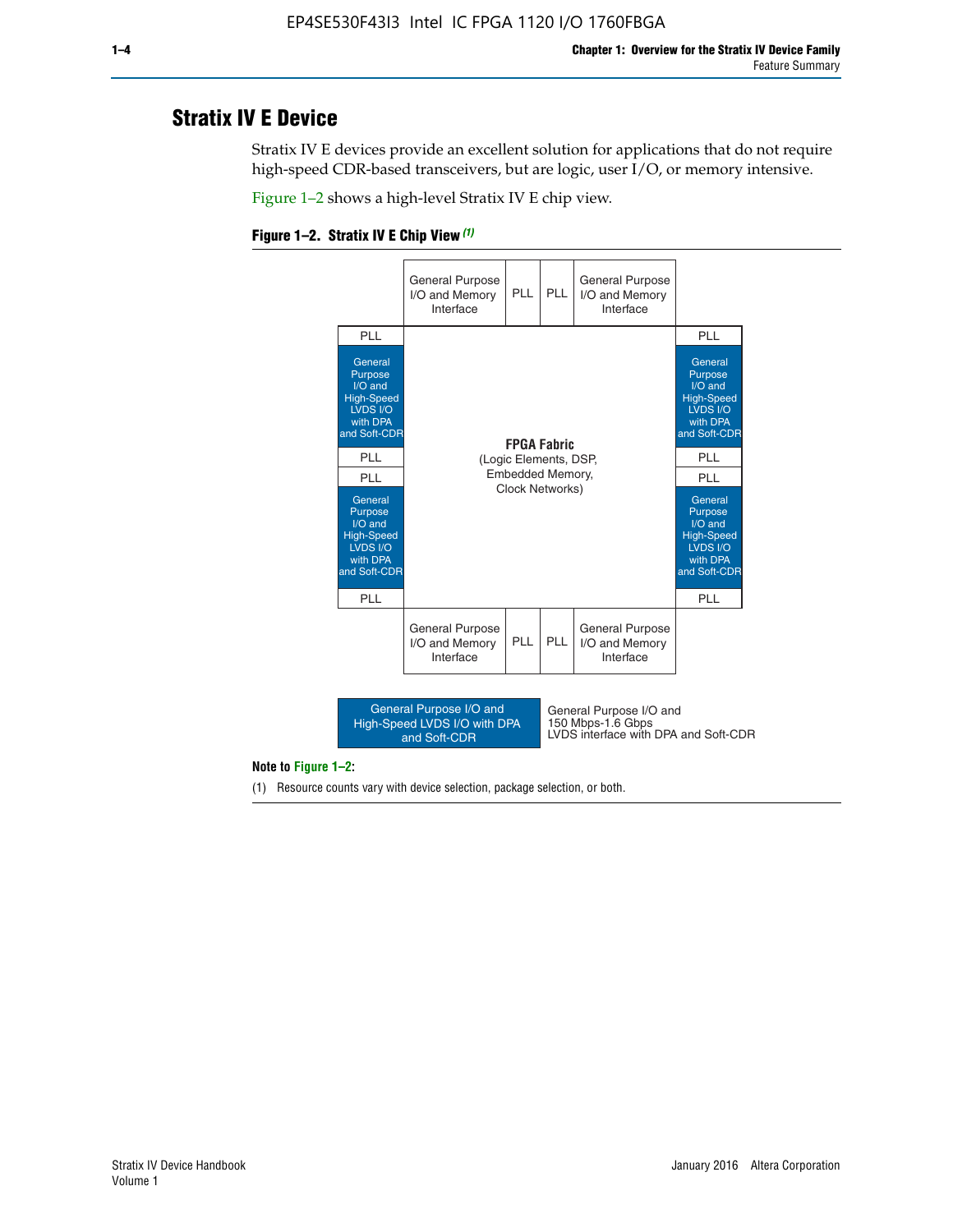## Stratix IV E Device

Stratix IV E devices provide an excellent solution for applications that do not require high-speed CDR-based transceivers, but are logic, user I/O, or memory intensive.

Figure 1–2 shows a high-level Stratix IV E chip view.

**Figure 1–2. Stratix IV E Chip View** *(1)*

| | General Purpose I/O and Memory Interface | PLL | PLL | General Purpose I/O and Memory Interface | |
|---|---|---|---|---|---|
| PLL | | | | | PLL |
| General Purpose I/O and High-Speed LVDS I/O with DPA and Soft-CDR | | | | | General Purpose I/O and High-Speed LVDS I/O with DPA and Soft-CDR |
| PLL | | | | | PLL |
| PLL | | **FPGA Fabric** (Logic Elements, DSP, Embedded Memory, Clock Networks) | | | PLL |
| General Purpose I/O and High-Speed LVDS I/O with DPA and Soft-CDR | | | | | General Purpose I/O and High-Speed LVDS I/O with DPA and Soft-CDR |
| PLL | | | | | PLL |
| | General Purpose I/O and Memory Interface | PLL | PLL | General Purpose I/O and Memory Interface | |

Legend: General Purpose I/O and High-Speed LVDS I/O with DPA and Soft-CDR — General Purpose I/O and 150 Mbps-1.6 Gbps LVDS interface with DPA and Soft-CDR

**Note to Figure 1–2:**

(1) Resource counts vary with device selection, package selection, or both.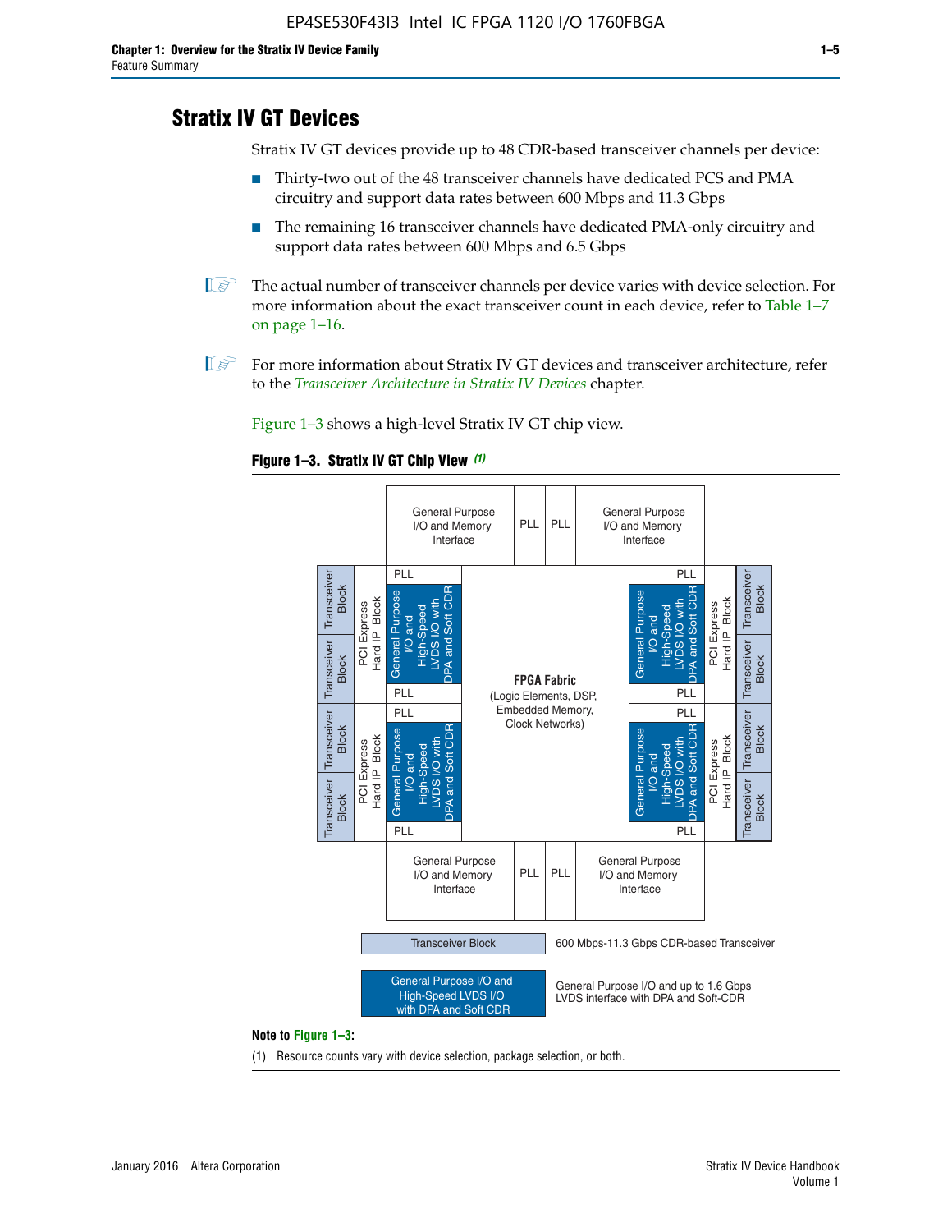## Stratix IV GT Devices

Stratix IV GT devices provide up to 48 CDR-based transceiver channels per device:

- Thirty-two out of the 48 transceiver channels have dedicated PCS and PMA circuitry and support data rates between 600 Mbps and 11.3 Gbps
- The remaining 16 transceiver channels have dedicated PMA-only circuitry and support data rates between 600 Mbps and 6.5 Gbps

The actual number of transceiver channels per device varies with device selection. For more information about the exact transceiver count in each device, refer to Table 1–7 on page 1–16.

For more information about Stratix IV GT devices and transceiver architecture, refer to the *Transceiver Architecture in Stratix IV Devices* chapter.

Figure 1–3 shows a high-level Stratix IV GT chip view.

**Figure 1–3. Stratix IV GT Chip View** *(1)*

General Purpose I/O and Memory Interface | PLL | PLL | General Purpose I/O and Memory Interface

Transceiver Block | Transceiver Block | PCI Express Hard IP Block | PLL | General Purpose I/O and High-Speed LVDS I/O with DPA and Soft CDR | PLL

**FPGA Fabric** (Logic Elements, DSP, Embedded Memory, Clock Networks)

Transceiver Block — 600 Mbps-11.3 Gbps CDR-based Transceiver

General Purpose I/O and High-Speed LVDS I/O with DPA and Soft CDR — General Purpose I/O and up to 1.6 Gbps LVDS interface with DPA and Soft-CDR

**Note to Figure 1–3:**

(1) Resource counts vary with device selection, package selection, or both.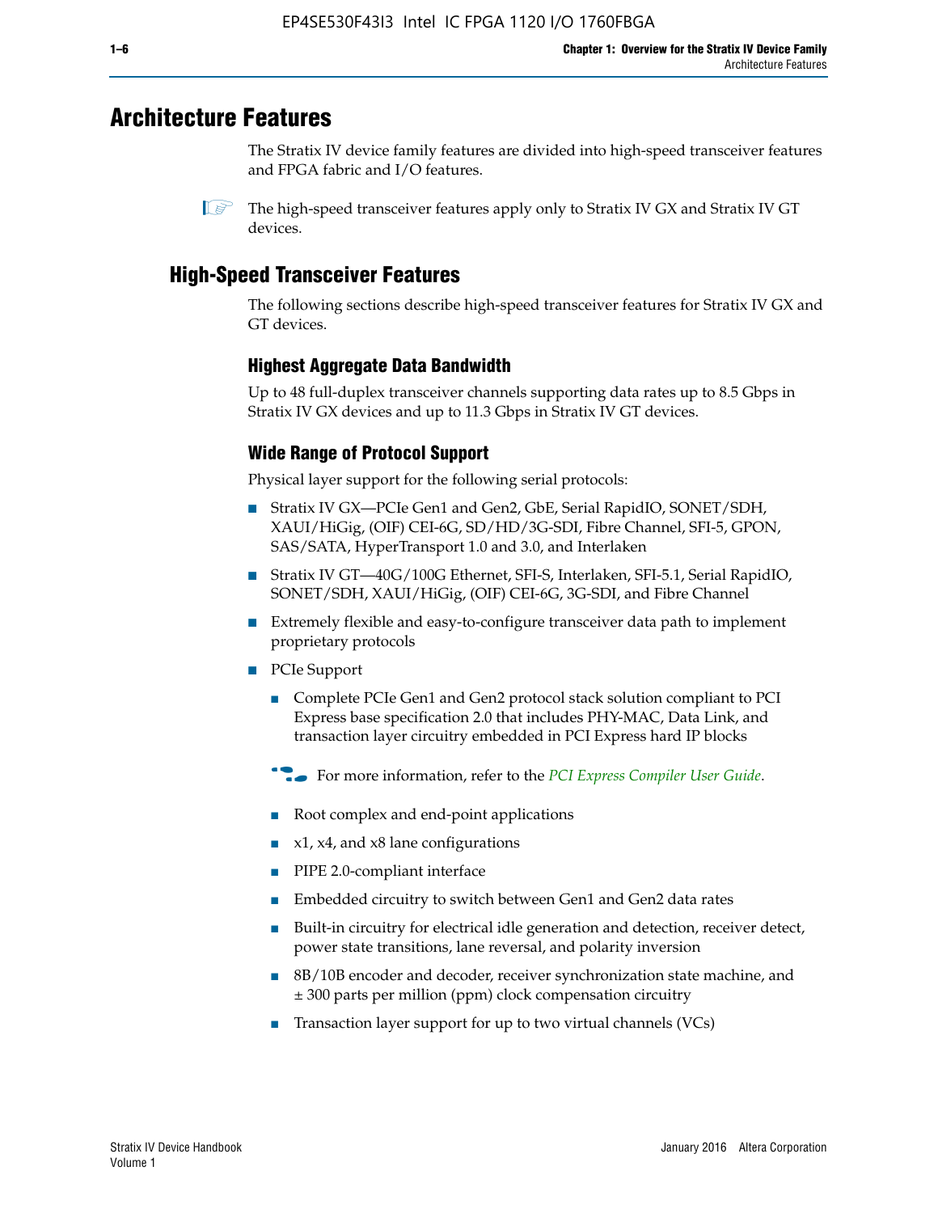# Architecture Features

The Stratix IV device family features are divided into high-speed transceiver features and FPGA fabric and I/O features.

The high-speed transceiver features apply only to Stratix IV GX and Stratix IV GT devices.

## High-Speed Transceiver Features

The following sections describe high-speed transceiver features for Stratix IV GX and GT devices.

### Highest Aggregate Data Bandwidth

Up to 48 full-duplex transceiver channels supporting data rates up to 8.5 Gbps in Stratix IV GX devices and up to 11.3 Gbps in Stratix IV GT devices.

### Wide Range of Protocol Support

Physical layer support for the following serial protocols:

- Stratix IV GX—PCIe Gen1 and Gen2, GbE, Serial RapidIO, SONET/SDH, XAUI/HiGig, (OIF) CEI-6G, SD/HD/3G-SDI, Fibre Channel, SFI-5, GPON, SAS/SATA, HyperTransport 1.0 and 3.0, and Interlaken
- Stratix IV GT—40G/100G Ethernet, SFI-S, Interlaken, SFI-5.1, Serial RapidIO, SONET/SDH, XAUI/HiGig, (OIF) CEI-6G, 3G-SDI, and Fibre Channel
- Extremely flexible and easy-to-configure transceiver data path to implement proprietary protocols
- PCIe Support
  - Complete PCIe Gen1 and Gen2 protocol stack solution compliant to PCI Express base specification 2.0 that includes PHY-MAC, Data Link, and transaction layer circuitry embedded in PCI Express hard IP blocks

  For more information, refer to the *PCI Express Compiler User Guide*.

  - Root complex and end-point applications
  - x1, x4, and x8 lane configurations
  - PIPE 2.0-compliant interface
  - Embedded circuitry to switch between Gen1 and Gen2 data rates
  - Built-in circuitry for electrical idle generation and detection, receiver detect, power state transitions, lane reversal, and polarity inversion
  - 8B/10B encoder and decoder, receiver synchronization state machine, and ± 300 parts per million (ppm) clock compensation circuitry
  - Transaction layer support for up to two virtual channels (VCs)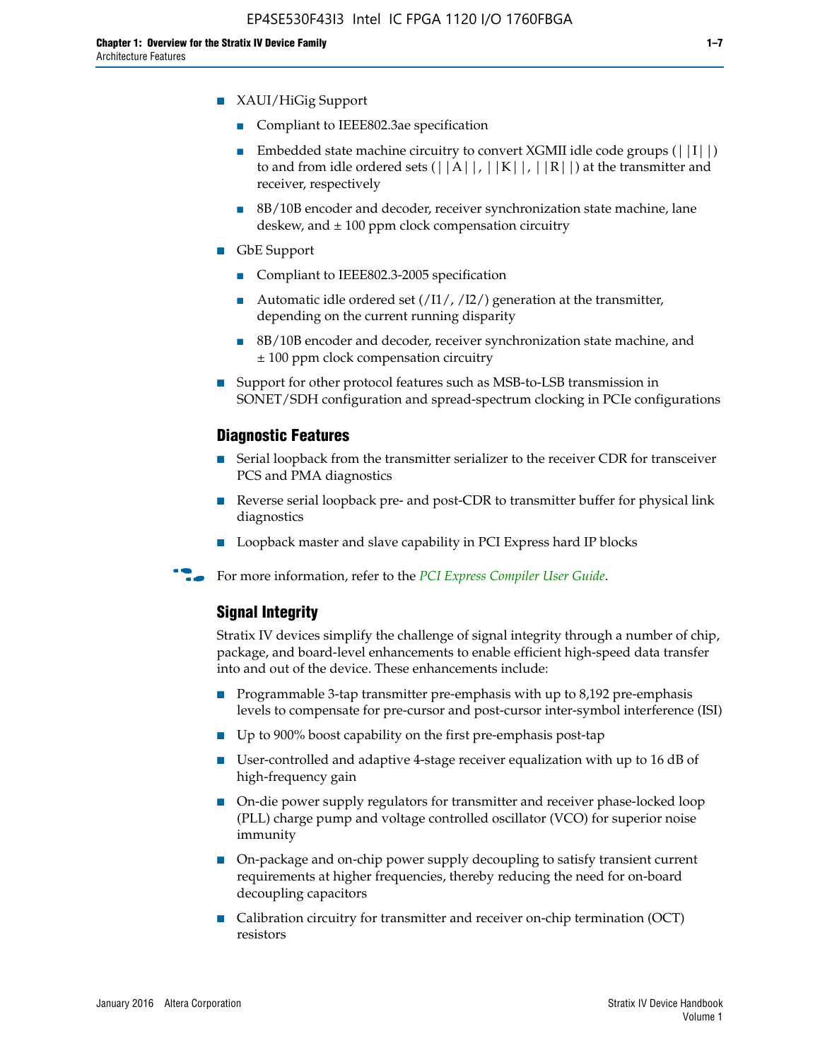- XAUI/HiGig Support
  - Compliant to IEEE802.3ae specification
  - Embedded state machine circuitry to convert XGMII idle code groups (||I||) to and from idle ordered sets (||A||, ||K||, ||R||) at the transmitter and receiver, respectively
  - 8B/10B encoder and decoder, receiver synchronization state machine, lane deskew, and ± 100 ppm clock compensation circuitry
- GbE Support
  - Compliant to IEEE802.3-2005 specification
  - Automatic idle ordered set (/I1/, /I2/) generation at the transmitter, depending on the current running disparity
  - 8B/10B encoder and decoder, receiver synchronization state machine, and ± 100 ppm clock compensation circuitry
- Support for other protocol features such as MSB-to-LSB transmission in SONET/SDH configuration and spread-spectrum clocking in PCIe configurations

## Diagnostic Features

- Serial loopback from the transmitter serializer to the receiver CDR for transceiver PCS and PMA diagnostics
- Reverse serial loopback pre- and post-CDR to transmitter buffer for physical link diagnostics
- Loopback master and slave capability in PCI Express hard IP blocks

For more information, refer to the *PCI Express Compiler User Guide*.

## Signal Integrity

Stratix IV devices simplify the challenge of signal integrity through a number of chip, package, and board-level enhancements to enable efficient high-speed data transfer into and out of the device. These enhancements include:

- Programmable 3-tap transmitter pre-emphasis with up to 8,192 pre-emphasis levels to compensate for pre-cursor and post-cursor inter-symbol interference (ISI)
- Up to 900% boost capability on the first pre-emphasis post-tap
- User-controlled and adaptive 4-stage receiver equalization with up to 16 dB of high-frequency gain
- On-die power supply regulators for transmitter and receiver phase-locked loop (PLL) charge pump and voltage controlled oscillator (VCO) for superior noise immunity
- On-package and on-chip power supply decoupling to satisfy transient current requirements at higher frequencies, thereby reducing the need for on-board decoupling capacitors
- Calibration circuitry for transmitter and receiver on-chip termination (OCT) resistors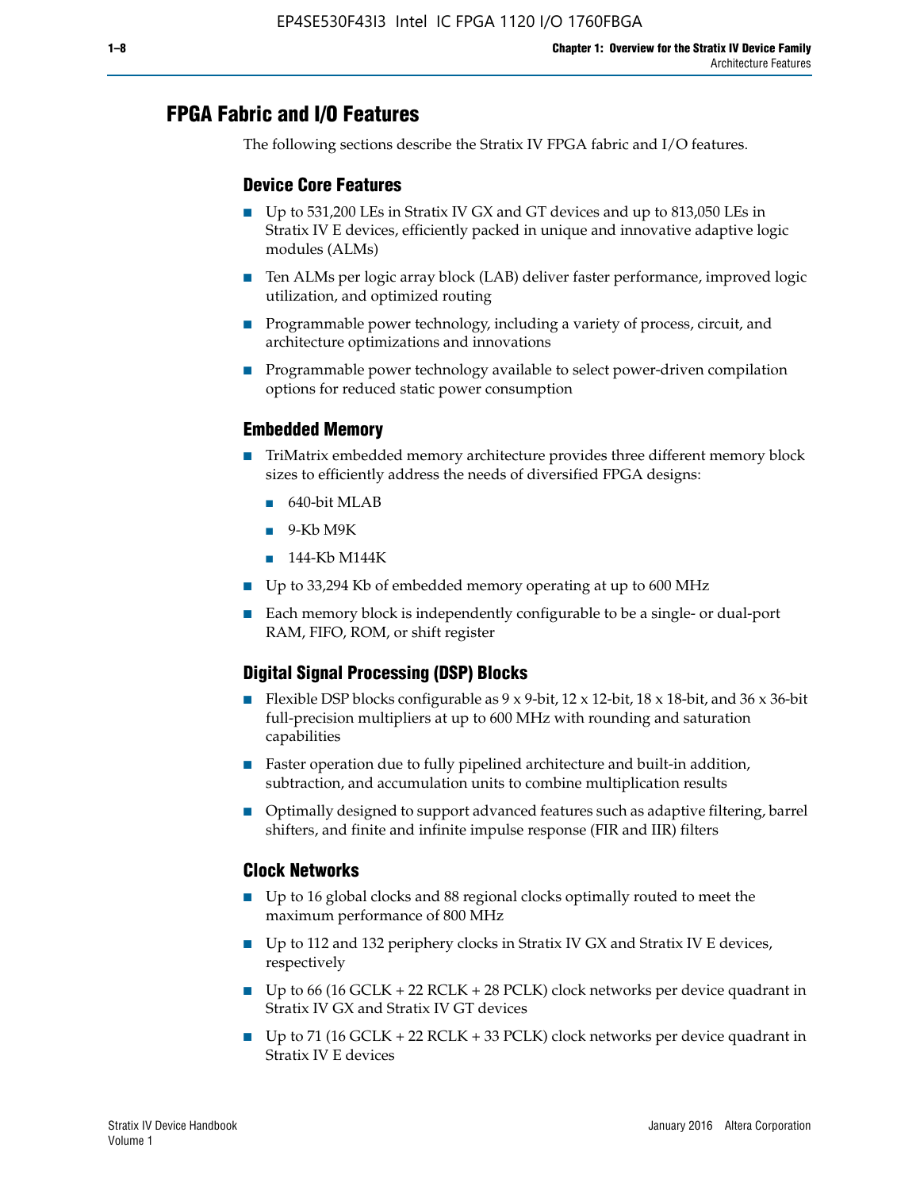## FPGA Fabric and I/O Features

The following sections describe the Stratix IV FPGA fabric and I/O features.

### Device Core Features

- Up to 531,200 LEs in Stratix IV GX and GT devices and up to 813,050 LEs in Stratix IV E devices, efficiently packed in unique and innovative adaptive logic modules (ALMs)
- Ten ALMs per logic array block (LAB) deliver faster performance, improved logic utilization, and optimized routing
- Programmable power technology, including a variety of process, circuit, and architecture optimizations and innovations
- Programmable power technology available to select power-driven compilation options for reduced static power consumption

### Embedded Memory

- TriMatrix embedded memory architecture provides three different memory block sizes to efficiently address the needs of diversified FPGA designs:
  - 640-bit MLAB
  - 9-Kb M9K
  - 144-Kb M144K
- Up to 33,294 Kb of embedded memory operating at up to 600 MHz
- Each memory block is independently configurable to be a single- or dual-port RAM, FIFO, ROM, or shift register

### Digital Signal Processing (DSP) Blocks

- Flexible DSP blocks configurable as 9 x 9-bit, 12 x 12-bit, 18 x 18-bit, and 36 x 36-bit full-precision multipliers at up to 600 MHz with rounding and saturation capabilities
- Faster operation due to fully pipelined architecture and built-in addition, subtraction, and accumulation units to combine multiplication results
- Optimally designed to support advanced features such as adaptive filtering, barrel shifters, and finite and infinite impulse response (FIR and IIR) filters

### Clock Networks

- Up to 16 global clocks and 88 regional clocks optimally routed to meet the maximum performance of 800 MHz
- Up to 112 and 132 periphery clocks in Stratix IV GX and Stratix IV E devices, respectively
- Up to 66 (16 GCLK + 22 RCLK + 28 PCLK) clock networks per device quadrant in Stratix IV GX and Stratix IV GT devices
- Up to 71 (16 GCLK + 22 RCLK + 33 PCLK) clock networks per device quadrant in Stratix IV E devices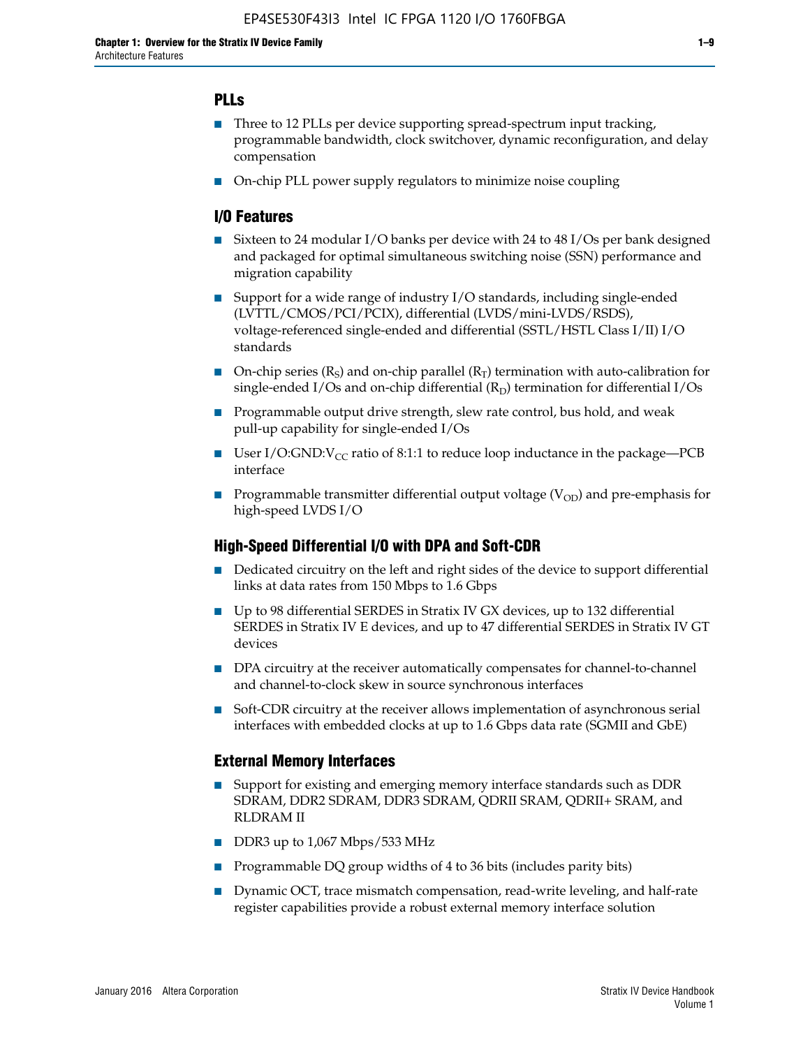## PLLs

- Three to 12 PLLs per device supporting spread-spectrum input tracking, programmable bandwidth, clock switchover, dynamic reconfiguration, and delay compensation
- On-chip PLL power supply regulators to minimize noise coupling

## I/O Features

- Sixteen to 24 modular I/O banks per device with 24 to 48 I/Os per bank designed and packaged for optimal simultaneous switching noise (SSN) performance and migration capability
- Support for a wide range of industry I/O standards, including single-ended (LVTTL/CMOS/PCI/PCIX), differential (LVDS/mini-LVDS/RSDS), voltage-referenced single-ended and differential (SSTL/HSTL Class I/II) I/O standards
- On-chip series ($R_S$) and on-chip parallel ($R_T$) termination with auto-calibration for single-ended I/Os and on-chip differential ($R_D$) termination for differential I/Os
- Programmable output drive strength, slew rate control, bus hold, and weak pull-up capability for single-ended I/Os
- User I/O:GND:$V_{CC}$ ratio of 8:1:1 to reduce loop inductance in the package—PCB interface
- Programmable transmitter differential output voltage ($V_{OD}$) and pre-emphasis for high-speed LVDS I/O

## High-Speed Differential I/O with DPA and Soft-CDR

- Dedicated circuitry on the left and right sides of the device to support differential links at data rates from 150 Mbps to 1.6 Gbps
- Up to 98 differential SERDES in Stratix IV GX devices, up to 132 differential SERDES in Stratix IV E devices, and up to 47 differential SERDES in Stratix IV GT devices
- DPA circuitry at the receiver automatically compensates for channel-to-channel and channel-to-clock skew in source synchronous interfaces
- Soft-CDR circuitry at the receiver allows implementation of asynchronous serial interfaces with embedded clocks at up to 1.6 Gbps data rate (SGMII and GbE)

## External Memory Interfaces

- Support for existing and emerging memory interface standards such as DDR SDRAM, DDR2 SDRAM, DDR3 SDRAM, QDRII SRAM, QDRII+ SRAM, and RLDRAM II
- DDR3 up to 1,067 Mbps/533 MHz
- Programmable DQ group widths of 4 to 36 bits (includes parity bits)
- Dynamic OCT, trace mismatch compensation, read-write leveling, and half-rate register capabilities provide a robust external memory interface solution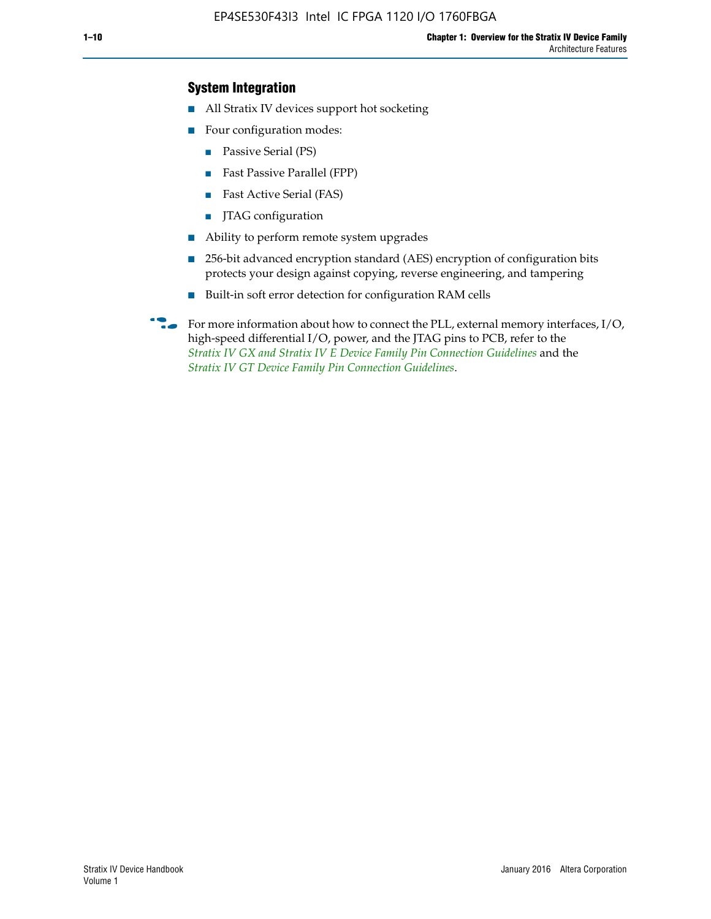### System Integration

- All Stratix IV devices support hot socketing
- Four configuration modes:
  - Passive Serial (PS)
  - Fast Passive Parallel (FPP)
  - Fast Active Serial (FAS)
  - JTAG configuration
- Ability to perform remote system upgrades
- 256-bit advanced encryption standard (AES) encryption of configuration bits protects your design against copying, reverse engineering, and tampering
- Built-in soft error detection for configuration RAM cells

For more information about how to connect the PLL, external memory interfaces, I/O, high-speed differential I/O, power, and the JTAG pins to PCB, refer to the *Stratix IV GX and Stratix IV E Device Family Pin Connection Guidelines* and the *Stratix IV GT Device Family Pin Connection Guidelines*.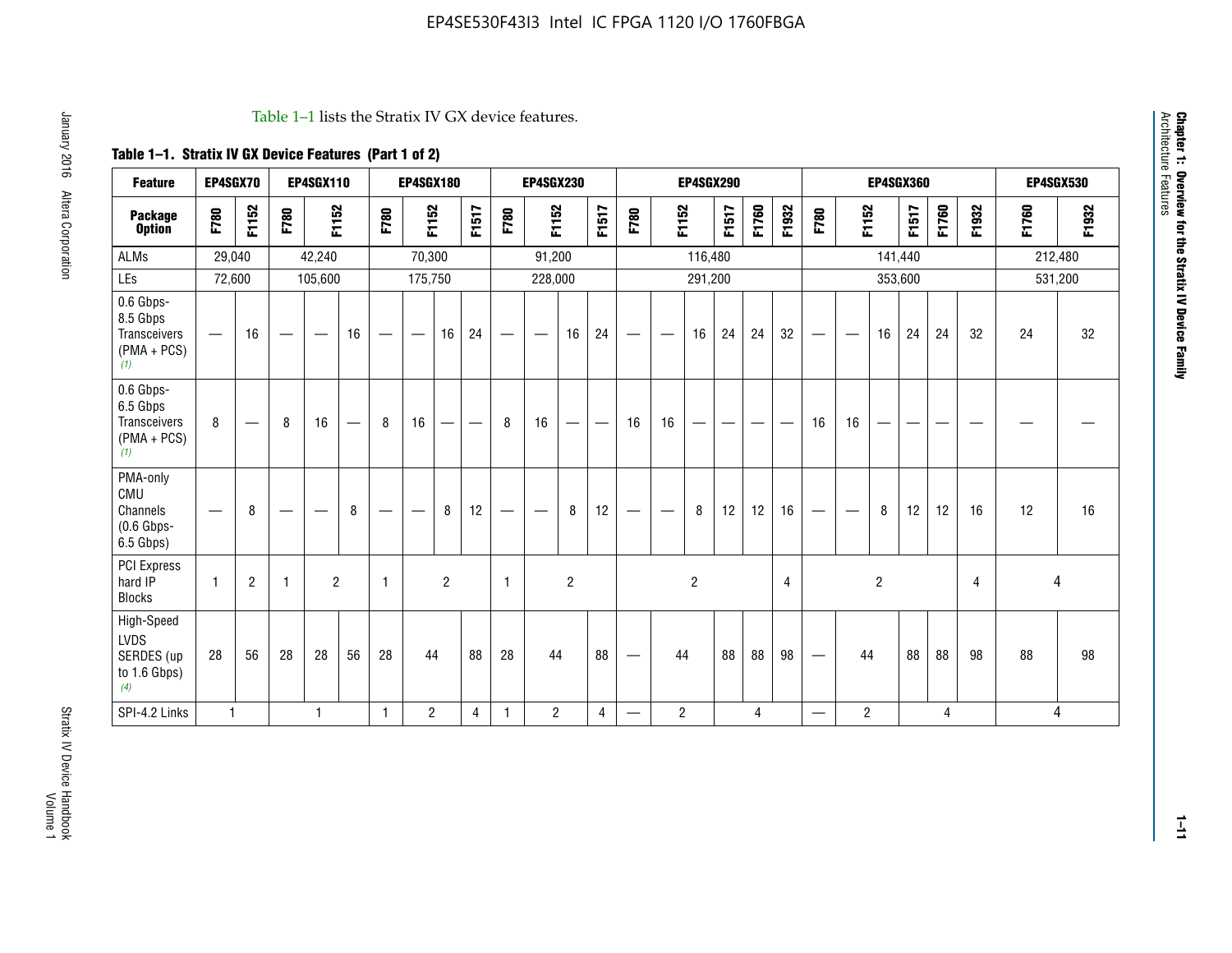Table 1–1 lists the Stratix IV GX device features.

**Table 1–1. Stratix IV GX Device Features (Part 1 of 2)**

| Feature | EP4SGX70 | | EP4SGX110 | | | EP4SGX180 | | | | EP4SGX230 | | | | EP4SGX290 | | | | | | EP4SGX360 | | | | | | EP4SGX530 | |
|---|---|---|---|---|---|---|---|---|---|---|---|---|---|---|---|---|---|---|---|---|---|---|---|---|---|---|---|
| **Package Option** | F780 | F1152 | F780 | F1152 | | F780 | F1152 | | F1517 | F780 | F1152 | | F1517 | F780 | F1152 | | F1517 | F1760 | F1932 | F780 | F1152 | | F1517 | F1760 | F1932 | F1760 | F1932 |
| ALMs | 29,040 | | 42,240 | | | 70,300 | | | | 91,200 | | | | 116,480 | | | | | | 141,440 | | | | | | 212,480 | |
| LEs | 72,600 | | 105,600 | | | 175,750 | | | | 228,000 | | | | 291,200 | | | | | | 353,600 | | | | | | 531,200 | |
| 0.6 Gbps-8.5 Gbps Transceivers (PMA + PCS) [1] | — | 16 | — | — | 16 | — | — | 16 | 24 | — | — | 16 | 24 | — | — | 16 | 24 | 24 | 32 | — | — | 16 | 24 | 24 | 32 | 24 | 32 |
| 0.6 Gbps-6.5 Gbps Transceivers (PMA + PCS) [1] | 8 | — | 8 | 16 | — | 8 | 16 | — | — | 8 | 16 | — | — | 16 | 16 | — | — | — | — | 16 | 16 | — | — | — | — | — | — |
| PMA-only CMU Channels (0.6 Gbps-6.5 Gbps) | — | 8 | — | — | 8 | — | — | 8 | 12 | — | — | 8 | 12 | — | — | 8 | 12 | 12 | 16 | — | — | 8 | 12 | 12 | 16 | 12 | 16 |
| PCI Express hard IP Blocks | 1 | 2 | 1 | 2 | | 1 | 2 | | | 1 | 2 | | | 2 | | | | | 4 | 2 | | | | | 4 | 4 | |
| High-Speed LVDS SERDES (up to 1.6 Gbps) [4] | 28 | 56 | 28 | 28 | 56 | 28 | 44 | | 88 | 28 | 44 | | 88 | — | 44 | | 88 | 88 | 98 | — | 44 | | 88 | 88 | 98 | 88 | 98 |
| SPI-4.2 Links | 1 | | 1 | | | 1 | 2 | | 4 | 1 | 2 | | 4 | — | 2 | | 4 | | | — | 2 | | 4 | | | 4 | |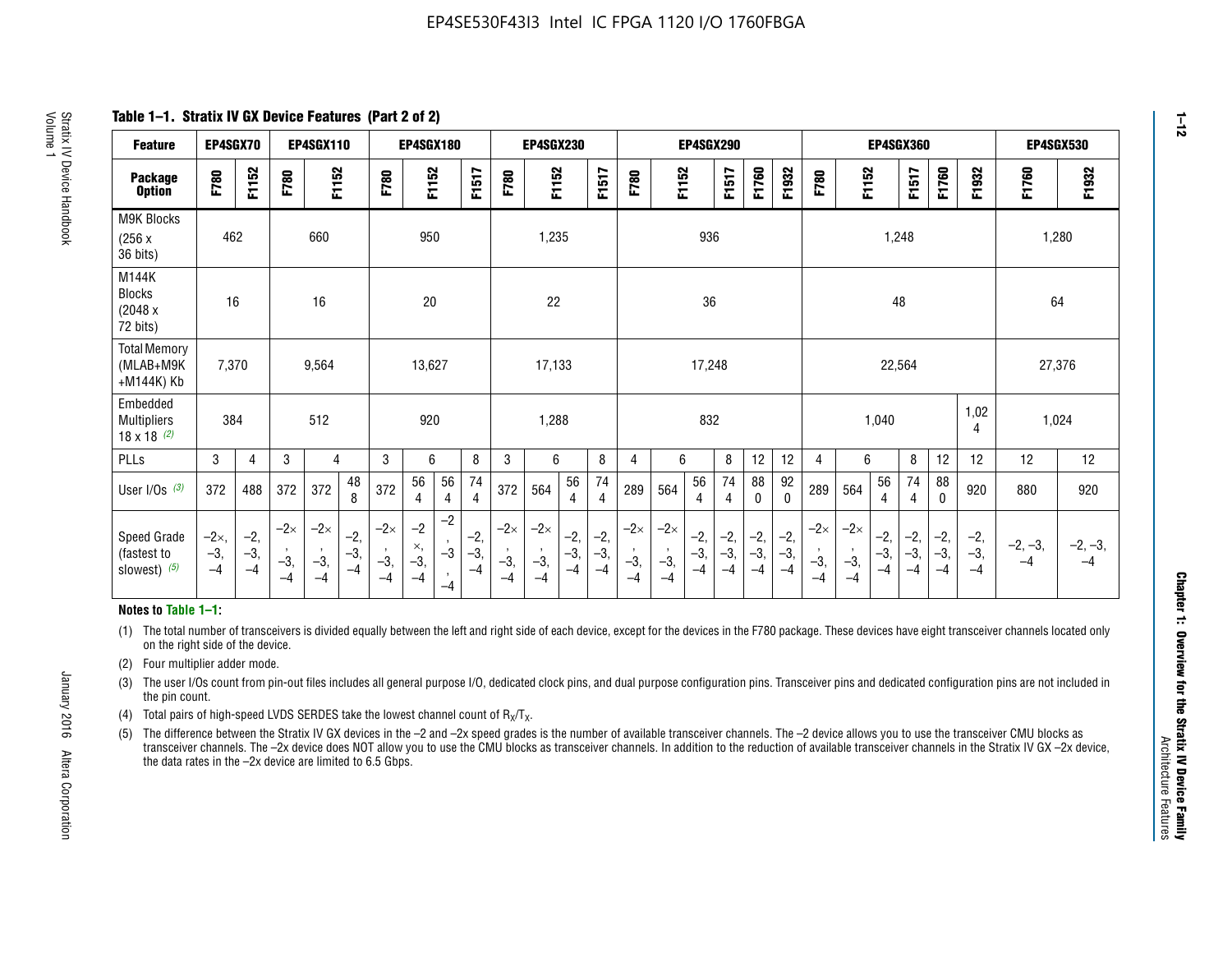EP4SE530F43I3 Intel IC FPGA 1120 I/O 1760FBGA

**Table 1–1. Stratix IV GX Device Features (Part 2 of 2)**

| Feature | EP4SGX70 | | EP4SGX110 | | | EP4SGX180 | | | | EP4SGX230 | | | | EP4SGX290 | | | | | | EP4SGX360 | | | | | | EP4SGX530 | |
|---|---|---|---|---|---|---|---|---|---|---|---|---|---|---|---|---|---|---|---|---|---|---|---|---|---|---|---|
| **Package Option** | F780 | F1152 | F780 | F1152 | | F780 | F1152 | | F1517 | F780 | F1152 | | F1517 | F780 | F1152 | | F1517 | F1760 | F1932 | F780 | F1152 | | F1517 | F1760 | F1932 | F1760 | F1932 |
| M9K Blocks (256 x 36 bits) | 462 | | 660 | | | 950 | | | | 1,235 | | | | 936 | | | | | | 1,248 | | | | | | 1,280 | |
| M144K Blocks (2048 x 72 bits) | 16 | | 16 | | | 20 | | | | 22 | | | | 36 | | | | | | 48 | | | | | | 64 | |
| Total Memory (MLAB+M9K +M144K) Kb | 7,370 | | 9,564 | | | 13,627 | | | | 17,133 | | | | 17,248 | | | | | | 22,564 | | | | | | 27,376 | |
| Embedded Multipliers 18 x 18 (2) | 384 | | 512 | | | 920 | | | | 1,288 | | | | 832 | | | | | | 1,040 | | | | | 1,024 | 1,024 | |
| PLLs | 3 | 4 | 3 | 4 | | 3 | 6 | | 8 | 3 | 6 | | 8 | 4 | 6 | | 8 | 12 | 12 | 4 | 6 | | 8 | 12 | 12 | 12 | 12 |
| User I/Os (3) | 372 | 488 | 372 | 372 | 488 | 372 | 564 | 564 | 744 | 372 | 564 | 564 | 744 | 289 | 564 | 564 | 744 | 880 | 920 | 289 | 564 | 564 | 744 | 880 | 920 | 880 | 920 |
| Speed Grade (fastest to slowest) (5) | –2×, –3, –4 | –2, –3, –4 | –2×, –3, –4 | –2×, –3, –4 | –2, –3, –4 | –2×, –3, –4 | –2×, –3, –4 | –2, –3, –4 | –2, –3, –4 | –2×, –3, –4 | –2×, –3, –4 | –2, –3, –4 | –2, –3, –4 | –2×, –3, –4 | –2×, –3, –4 | –2, –3, –4 | –2, –3, –4 | –2, –3, –4 | –2, –3, –4 | –2×, –3, –4 | –2×, –3, –4 | –2, –3, –4 | –2, –3, –4 | –2, –3, –4 | –2, –3, –4 | –2, –3, –4 | –2, –3, –4 |

**Notes to Table 1–1:**

(1) The total number of transceivers is divided equally between the left and right side of each device, except for the devices in the F780 package. These devices have eight transceiver channels located only on the right side of the device.

(2) Four multiplier adder mode.

(3) The user I/Os count from pin-out files includes all general purpose I/O, dedicated clock pins, and dual purpose configuration pins. Transceiver pins and dedicated configuration pins are not included in the pin count.

(4) Total pairs of high-speed LVDS SERDES take the lowest channel count of $R_X/T_X$.

(5) The difference between the Stratix IV GX devices in the –2 and –2x speed grades is the number of available transceiver channels. The –2 device allows you to use the transceiver CMU blocks as transceiver channels. The –2x device does NOT allow you to use the CMU blocks as transceiver channels. In addition to the reduction of available transceiver channels in the Stratix IV GX –2x device, the data rates in the –2x device are limited to 6.5 Gbps.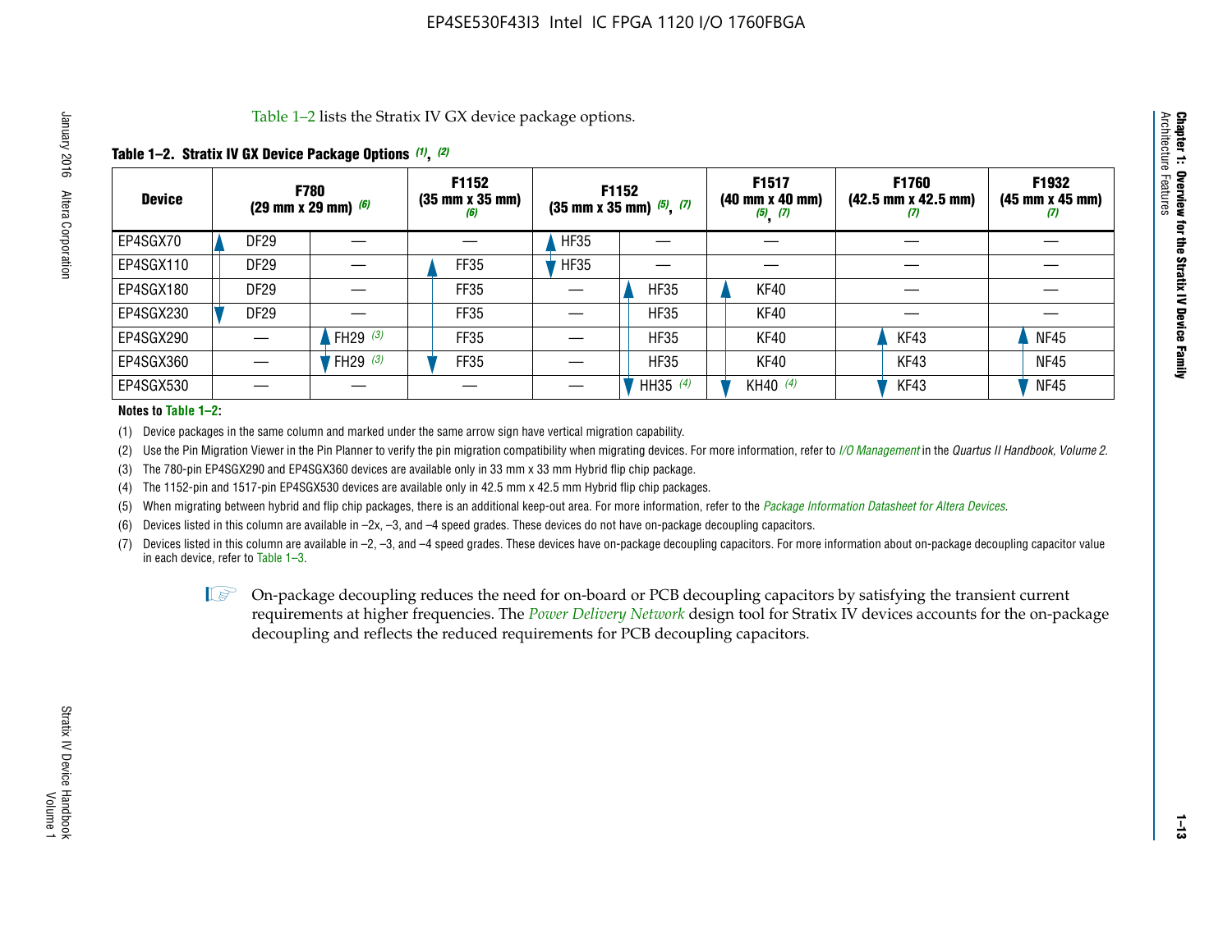Table 1–2 lists the Stratix IV GX device package options.

**Table 1–2. Stratix IV GX Device Package Options (1), (2)**

| Device | F780 (29 mm x 29 mm) (6) | | F1152 (35 mm x 35 mm) (6) | F1152 (35 mm x 35 mm) (5), (7) | | F1517 (40 mm x 40 mm) (5), (7) | F1760 (42.5 mm x 42.5 mm) (7) | F1932 (45 mm x 45 mm) (7) |
|---|---|---|---|---|---|---|---|---|
| EP4SGX70 | DF29 | — | — | HF35 | — | — | — | — |
| EP4SGX110 | DF29 | — | FF35 | HF35 | — | — | — | — |
| EP4SGX180 | DF29 | — | FF35 | — | HF35 | KF40 | — | — |
| EP4SGX230 | DF29 | — | FF35 | — | HF35 | KF40 | — | — |
| EP4SGX290 | — | FH29 (3) | FF35 | — | HF35 | KF40 | KF43 | NF45 |
| EP4SGX360 | — | FH29 (3) | FF35 | — | HF35 | KF40 | KF43 | NF45 |
| EP4SGX530 | — | — | — | — | HH35 (4) | KH40 (4) | KF43 | NF45 |

**Notes to Table 1–2:**

(1) Device packages in the same column and marked under the same arrow sign have vertical migration capability.

(2) Use the Pin Migration Viewer in the Pin Planner to verify the pin migration compatibility when migrating devices. For more information, refer to *I/O Management* in the *Quartus II Handbook, Volume 2*.

(3) The 780-pin EP4SGX290 and EP4SGX360 devices are available only in 33 mm x 33 mm Hybrid flip chip package.

(4) The 1152-pin and 1517-pin EP4SGX530 devices are available only in 42.5 mm x 42.5 mm Hybrid flip chip packages.

(5) When migrating between hybrid and flip chip packages, there is an additional keep-out area. For more information, refer to the *Package Information Datasheet for Altera Devices*.

(6) Devices listed in this column are available in –2x, –3, and –4 speed grades. These devices do not have on-package decoupling capacitors.

(7) Devices listed in this column are available in –2, –3, and –4 speed grades. These devices have on-package decoupling capacitors. For more information about on-package decoupling capacitor value in each device, refer to Table 1–3.

On-package decoupling reduces the need for on-board or PCB decoupling capacitors by satisfying the transient current requirements at higher frequencies. The *Power Delivery Network* design tool for Stratix IV devices accounts for the on-package decoupling and reflects the reduced requirements for PCB decoupling capacitors.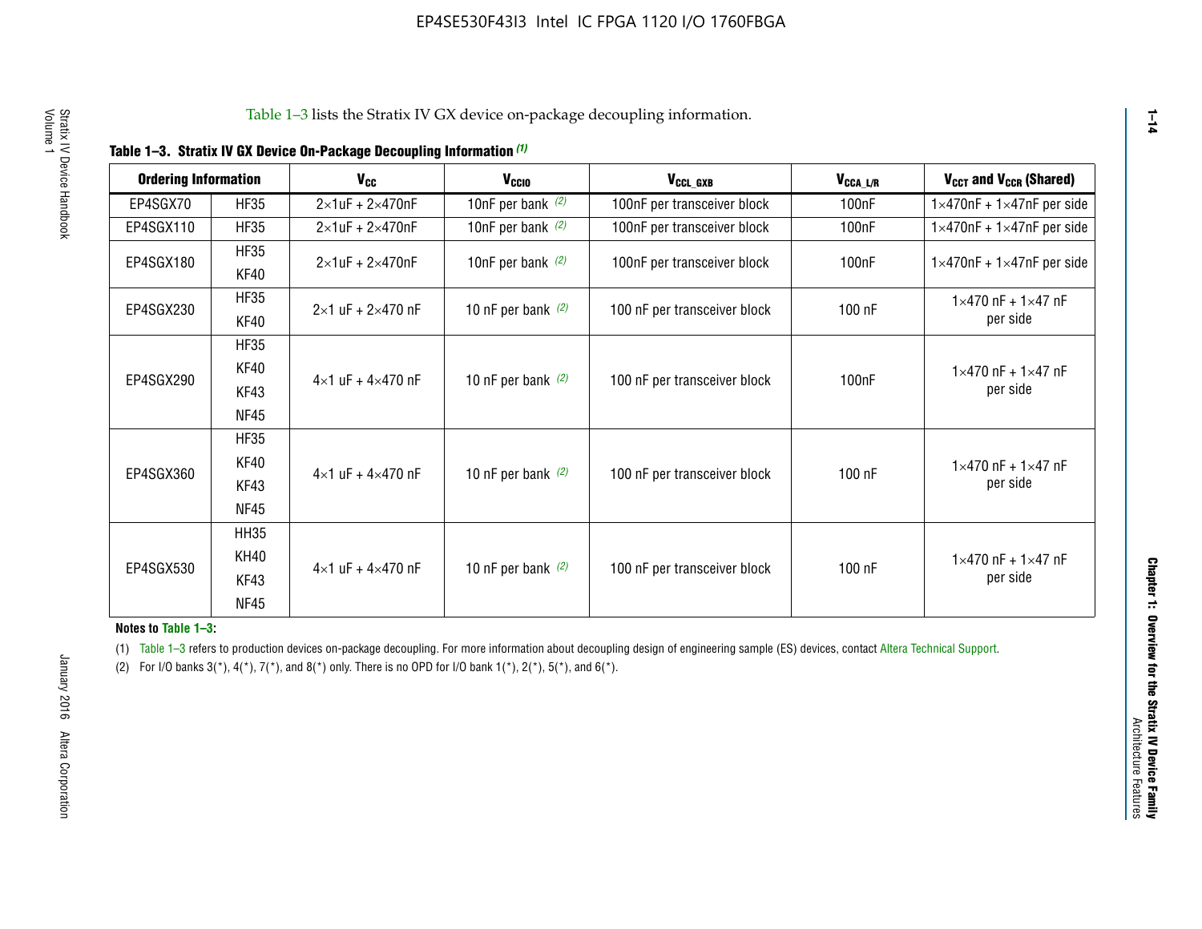Table 1–3 lists the Stratix IV GX device on-package decoupling information.

**Table 1–3. Stratix IV GX Device On-Package Decoupling Information (1)**

| Ordering Information | | $V_{CC}$ | $V_{CCIO}$ | $V_{CCL\_GXB}$ | $V_{CCA\_L/R}$ | $V_{CCT}$ and $V_{CCR}$ (Shared) |
|---|---|---|---|---|---|---|
| EP4SGX70 | HF35 | 2×1uF + 2×470nF | 10nF per bank (2) | 100nF per transceiver block | 100nF | 1×470nF + 1×47nF per side |
| EP4SGX110 | HF35 | 2×1uF + 2×470nF | 10nF per bank (2) | 100nF per transceiver block | 100nF | 1×470nF + 1×47nF per side |
| EP4SGX180 | HF35<br>KF40 | 2×1uF + 2×470nF | 10nF per bank (2) | 100nF per transceiver block | 100nF | 1×470nF + 1×47nF per side |
| EP4SGX230 | HF35<br>KF40 | 2×1 uF + 2×470 nF | 10 nF per bank (2) | 100 nF per transceiver block | 100 nF | 1×470 nF + 1×47 nF per side |
| EP4SGX290 | HF35<br>KF40<br>KF43<br>NF45 | 4×1 uF + 4×470 nF | 10 nF per bank (2) | 100 nF per transceiver block | 100nF | 1×470 nF + 1×47 nF per side |
| EP4SGX360 | HF35<br>KF40<br>KF43<br>NF45 | 4×1 uF + 4×470 nF | 10 nF per bank (2) | 100 nF per transceiver block | 100 nF | 1×470 nF + 1×47 nF per side |
| EP4SGX530 | HH35<br>KH40<br>KF43<br>NF45 | 4×1 uF + 4×470 nF | 10 nF per bank (2) | 100 nF per transceiver block | 100 nF | 1×470 nF + 1×47 nF per side |

**Notes to Table 1–3:**

(1) Table 1–3 refers to production devices on-package decoupling. For more information about decoupling design of engineering sample (ES) devices, contact Altera Technical Support.

(2) For I/O banks 3(*), 4(*), 7(*), and 8(*) only. There is no OPD for I/O bank 1(*), 2(*), 5(*), and 6(*).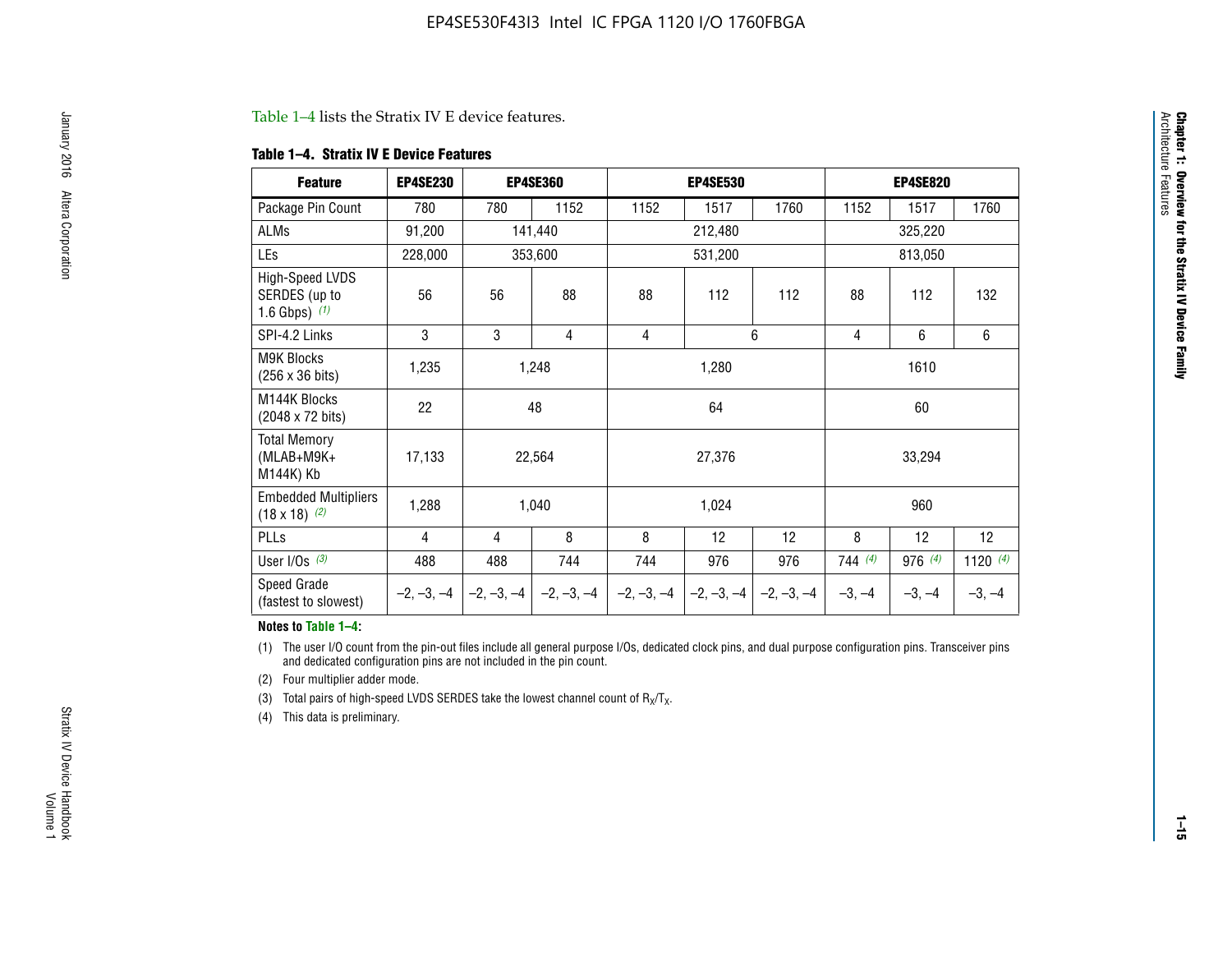Table 1–4 lists the Stratix IV E device features.

**Table 1–4. Stratix IV E Device Features**

| Feature | EP4SE230 | EP4SE360 | | EP4SE530 | | | EP4SE820 | | |
|---|---|---|---|---|---|---|---|---|---|
| Package Pin Count | 780 | 780 | 1152 | 1152 | 1517 | 1760 | 1152 | 1517 | 1760 |
| ALMs | 91,200 | 141,440 | | 212,480 | | | 325,220 | | |
| LEs | 228,000 | 353,600 | | 531,200 | | | 813,050 | | |
| High-Speed LVDS SERDES (up to 1.6 Gbps) *(1)* | 56 | 56 | 88 | 88 | 112 | 112 | 88 | 112 | 132 |
| SPI-4.2 Links | 3 | 3 | 4 | 4 | 6 | | 4 | 6 | 6 |
| M9K Blocks (256 x 36 bits) | 1,235 | 1,248 | | 1,280 | | | 1610 | | |
| M144K Blocks (2048 x 72 bits) | 22 | 48 | | 64 | | | 60 | | |
| Total Memory (MLAB+M9K+M144K) Kb | 17,133 | 22,564 | | 27,376 | | | 33,294 | | |
| Embedded Multipliers (18 x 18) *(2)* | 1,288 | 1,040 | | 1,024 | | | 960 | | |
| PLLs | 4 | 4 | 8 | 8 | 12 | 12 | 8 | 12 | 12 |
| User I/Os *(3)* | 488 | 488 | 744 | 744 | 976 | 976 | 744 *(4)* | 976 *(4)* | 1120 *(4)* |
| Speed Grade (fastest to slowest) | –2, –3, –4 | –2, –3, –4 | –2, –3, –4 | –2, –3, –4 | –2, –3, –4 | –2, –3, –4 | –3, –4 | –3, –4 | –3, –4 |

**Notes to Table 1–4:**

(1) The user I/O count from the pin-out files include all general purpose I/Os, dedicated clock pins, and dual purpose configuration pins. Transceiver pins and dedicated configuration pins are not included in the pin count.

(2) Four multiplier adder mode.

(3) Total pairs of high-speed LVDS SERDES take the lowest channel count of $R_X/T_X$.

(4) This data is preliminary.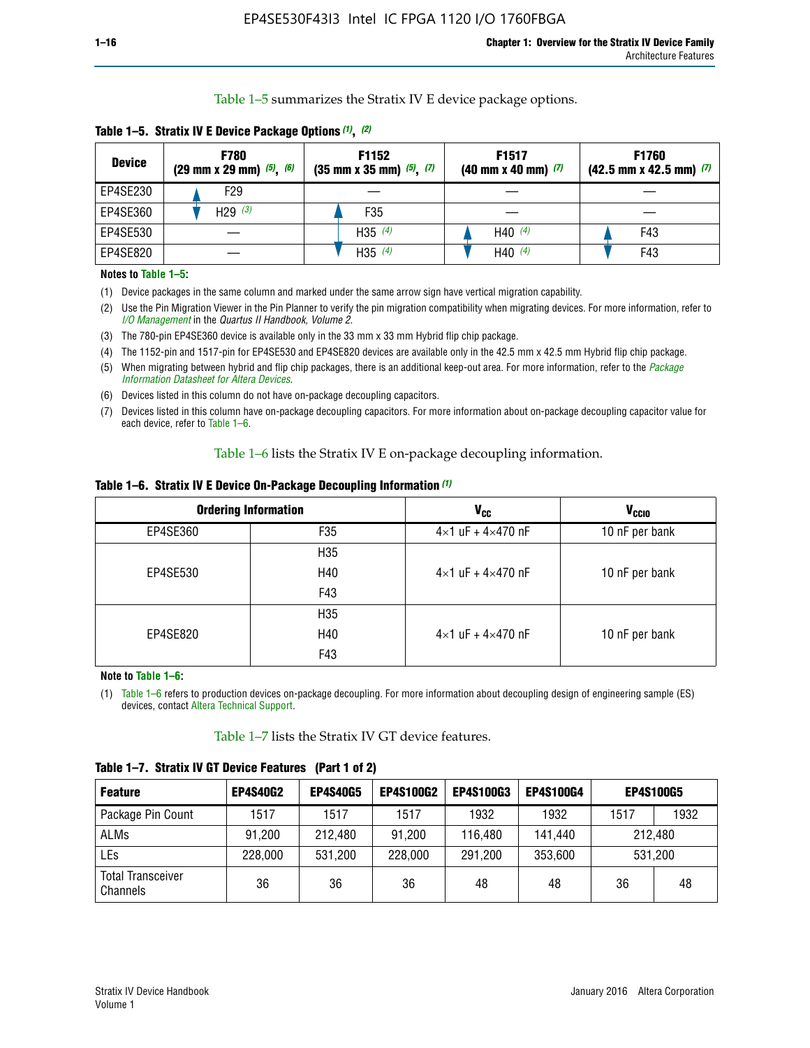Table 1–5 summarizes the Stratix IV E device package options.

**Table 1–5. Stratix IV E Device Package Options (1), (2)**

| Device | F780 (29 mm x 29 mm) (5), (6) | F1152 (35 mm x 35 mm) (5), (7) | F1517 (40 mm x 40 mm) (7) | F1760 (42.5 mm x 42.5 mm) (7) |
|---|---|---|---|---|
| EP4SE230 | F29 | — | — | — |
| EP4SE360 | H29 (3) | F35 | — | — |
| EP4SE530 | — | H35 (4) | H40 (4) | F43 |
| EP4SE820 | — | H35 (4) | H40 (4) | F43 |

**Notes to Table 1–5:**

(1) Device packages in the same column and marked under the same arrow sign have vertical migration capability.

(2) Use the Pin Migration Viewer in the Pin Planner to verify the pin migration compatibility when migrating devices. For more information, refer to *I/O Management* in the *Quartus II Handbook, Volume 2*.

(3) The 780-pin EP4SE360 device is available only in the 33 mm x 33 mm Hybrid flip chip package.

(4) The 1152-pin and 1517-pin for EP4SE530 and EP4SE820 devices are available only in the 42.5 mm x 42.5 mm Hybrid flip chip package.

(5) When migrating between hybrid and flip chip packages, there is an additional keep-out area. For more information, refer to the *Package Information Datasheet for Altera Devices*.

(6) Devices listed in this column do not have on-package decoupling capacitors.

(7) Devices listed in this column have on-package decoupling capacitors. For more information about on-package decoupling capacitor value for each device, refer to Table 1–6.

Table 1–6 lists the Stratix IV E on-package decoupling information.

**Table 1–6. Stratix IV E Device On-Package Decoupling Information (1)**

| Ordering Information | | $V_{CC}$ | $V_{CCIO}$ |
|---|---|---|---|
| EP4SE360 | F35 | 4×1 uF + 4×470 nF | 10 nF per bank |
| EP4SE530 | H35<br>H40<br>F43 | 4×1 uF + 4×470 nF | 10 nF per bank |
| EP4SE820 | H35<br>H40<br>F43 | 4×1 uF + 4×470 nF | 10 nF per bank |

**Note to Table 1–6:**

(1) Table 1–6 refers to production devices on-package decoupling. For more information about decoupling design of engineering sample (ES) devices, contact Altera Technical Support.

Table 1–7 lists the Stratix IV GT device features.

**Table 1–7. Stratix IV GT Device Features (Part 1 of 2)**

| Feature | EP4S40G2 | EP4S40G5 | EP4S100G2 | EP4S100G3 | EP4S100G4 | EP4S100G5 | |
|---|---|---|---|---|---|---|---|
| Package Pin Count | 1517 | 1517 | 1517 | 1932 | 1932 | 1517 | 1932 |
| ALMs | 91,200 | 212,480 | 91,200 | 116,480 | 141,440 | 212,480 | |
| LEs | 228,000 | 531,200 | 228,000 | 291,200 | 353,600 | 531,200 | |
| Total Transceiver Channels | 36 | 36 | 36 | 48 | 48 | 36 | 48 |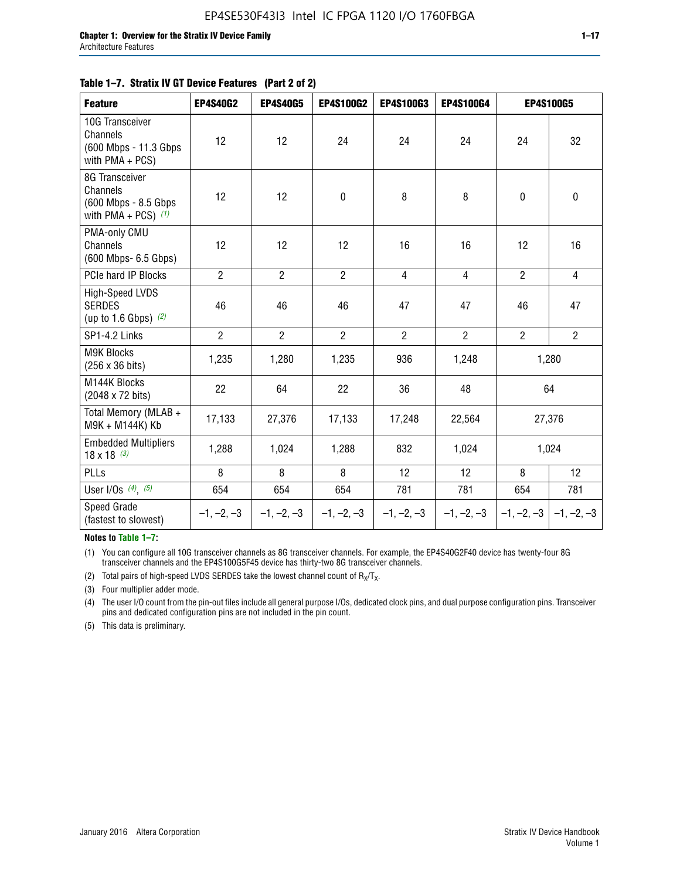**Table 1–7. Stratix IV GT Device Features (Part 2 of 2)**

| Feature | EP4S40G2 | EP4S40G5 | EP4S100G2 | EP4S100G3 | EP4S100G4 | EP4S100G5 | |
|---|---|---|---|---|---|---|---|
| 10G Transceiver Channels (600 Mbps - 11.3 Gbps with PMA + PCS) | 12 | 12 | 24 | 24 | 24 | 24 | 32 |
| 8G Transceiver Channels (600 Mbps - 8.5 Gbps with PMA + PCS) *(1)* | 12 | 12 | 0 | 8 | 8 | 0 | 0 |
| PMA-only CMU Channels (600 Mbps- 6.5 Gbps) | 12 | 12 | 12 | 16 | 16 | 12 | 16 |
| PCIe hard IP Blocks | 2 | 2 | 2 | 4 | 4 | 2 | 4 |
| High-Speed LVDS SERDES (up to 1.6 Gbps) *(2)* | 46 | 46 | 46 | 47 | 47 | 46 | 47 |
| SP1-4.2 Links | 2 | 2 | 2 | 2 | 2 | 2 | 2 |
| M9K Blocks (256 x 36 bits) | 1,235 | 1,280 | 1,235 | 936 | 1,248 | 1,280 | |
| M144K Blocks (2048 x 72 bits) | 22 | 64 | 22 | 36 | 48 | 64 | |
| Total Memory (MLAB + M9K + M144K) Kb | 17,133 | 27,376 | 17,133 | 17,248 | 22,564 | 27,376 | |
| Embedded Multipliers 18 x 18 *(3)* | 1,288 | 1,024 | 1,288 | 832 | 1,024 | 1,024 | |
| PLLs | 8 | 8 | 8 | 12 | 12 | 8 | 12 |
| User I/Os *(4)*, *(5)* | 654 | 654 | 654 | 781 | 781 | 654 | 781 |
| Speed Grade (fastest to slowest) | –1, –2, –3 | –1, –2, –3 | –1, –2, –3 | –1, –2, –3 | –1, –2, –3 | –1, –2, –3 | –1, –2, –3 |

**Notes to Table 1–7:**

(1) You can configure all 10G transceiver channels as 8G transceiver channels. For example, the EP4S40G2F40 device has twenty-four 8G transceiver channels and the EP4S100G5F45 device has thirty-two 8G transceiver channels.

(2) Total pairs of high-speed LVDS SERDES take the lowest channel count of $R_X/T_X$.

(3) Four multiplier adder mode.

(4) The user I/O count from the pin-out files include all general purpose I/Os, dedicated clock pins, and dual purpose configuration pins. Transceiver pins and dedicated configuration pins are not included in the pin count.

(5) This data is preliminary.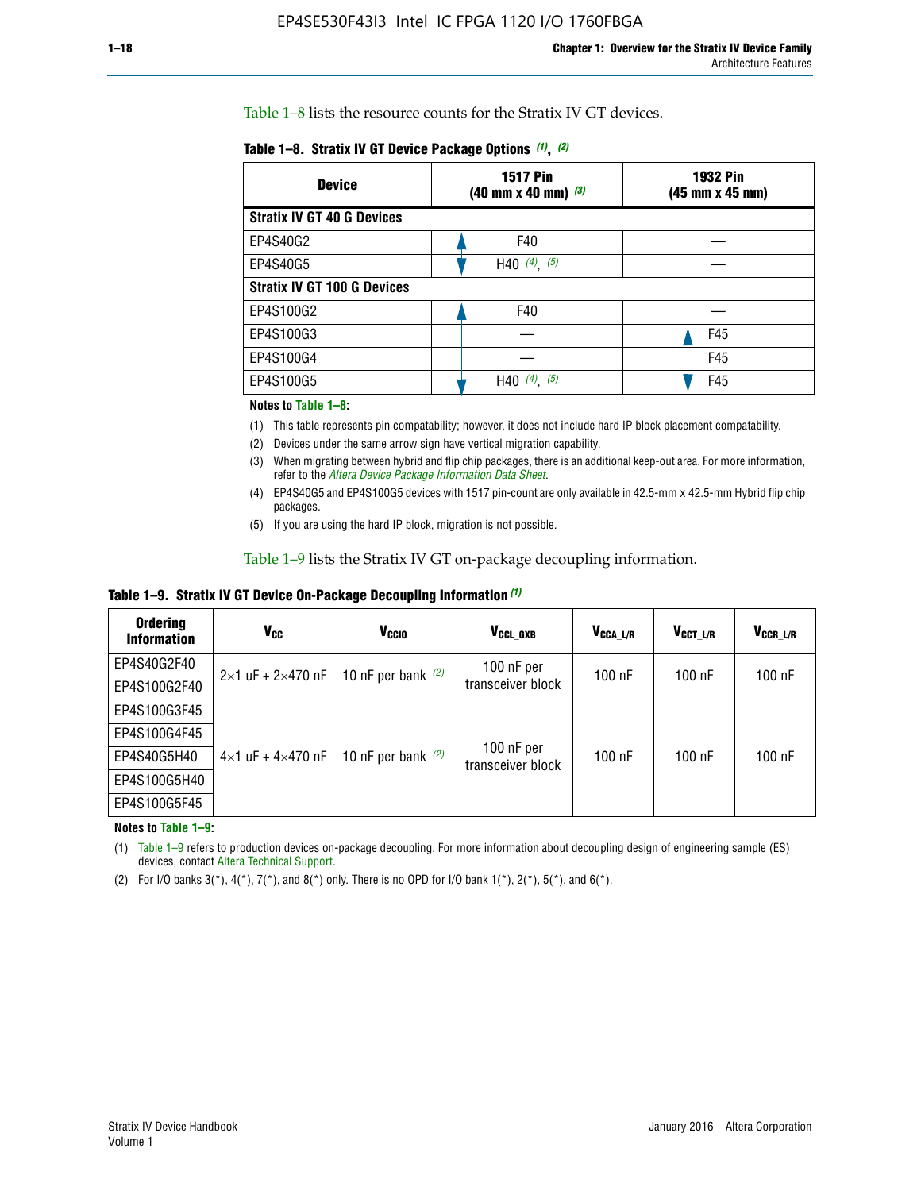Table 1–8 lists the resource counts for the Stratix IV GT devices.

**Table 1–8. Stratix IV GT Device Package Options (1), (2)**

| Device | 1517 Pin (40 mm x 40 mm) (3) | 1932 Pin (45 mm x 45 mm) |
|---|---|---|
| **Stratix IV GT 40 G Devices** | | |
| EP4S40G2 | F40 | — |
| EP4S40G5 | H40 (4), (5) | — |
| **Stratix IV GT 100 G Devices** | | |
| EP4S100G2 | F40 | — |
| EP4S100G3 | — | F45 |
| EP4S100G4 | — | F45 |
| EP4S100G5 | H40 (4), (5) | F45 |

**Notes to Table 1–8:**

(1) This table represents pin compatability; however, it does not include hard IP block placement compatability.

(2) Devices under the same arrow sign have vertical migration capability.

(3) When migrating between hybrid and flip chip packages, there is an additional keep-out area. For more information, refer to the *Altera Device Package Information Data Sheet*.

(4) EP4S40G5 and EP4S100G5 devices with 1517 pin-count are only available in 42.5-mm x 42.5-mm Hybrid flip chip packages.

(5) If you are using the hard IP block, migration is not possible.

Table 1–9 lists the Stratix IV GT on-package decoupling information.

**Table 1–9. Stratix IV GT Device On-Package Decoupling Information (1)**

| Ordering Information | $V_{CC}$ | $V_{CCIO}$ | $V_{CCL\_GXB}$ | $V_{CCA\_L/R}$ | $V_{CCT\_L/R}$ | $V_{CCR\_L/R}$ |
|---|---|---|---|---|---|---|
| EP4S40G2F40 | 2×1 uF + 2×470 nF | 10 nF per bank (2) | 100 nF per transceiver block | 100 nF | 100 nF | 100 nF |
| EP4S100G2F40 | | | | | | |
| EP4S100G3F45 | 4×1 uF + 4×470 nF | 10 nF per bank (2) | 100 nF per transceiver block | 100 nF | 100 nF | 100 nF |
| EP4S100G4F45 | | | | | | |
| EP4S40G5H40 | | | | | | |
| EP4S100G5H40 | | | | | | |
| EP4S100G5F45 | | | | | | |

**Notes to Table 1–9:**

(1) Table 1–9 refers to production devices on-package decoupling. For more information about decoupling design of engineering sample (ES) devices, contact Altera Technical Support.

(2) For I/O banks 3(*), 4(*), 7(*), and 8(*) only. There is no OPD for I/O bank 1(*), 2(*), 5(*), and 6(*).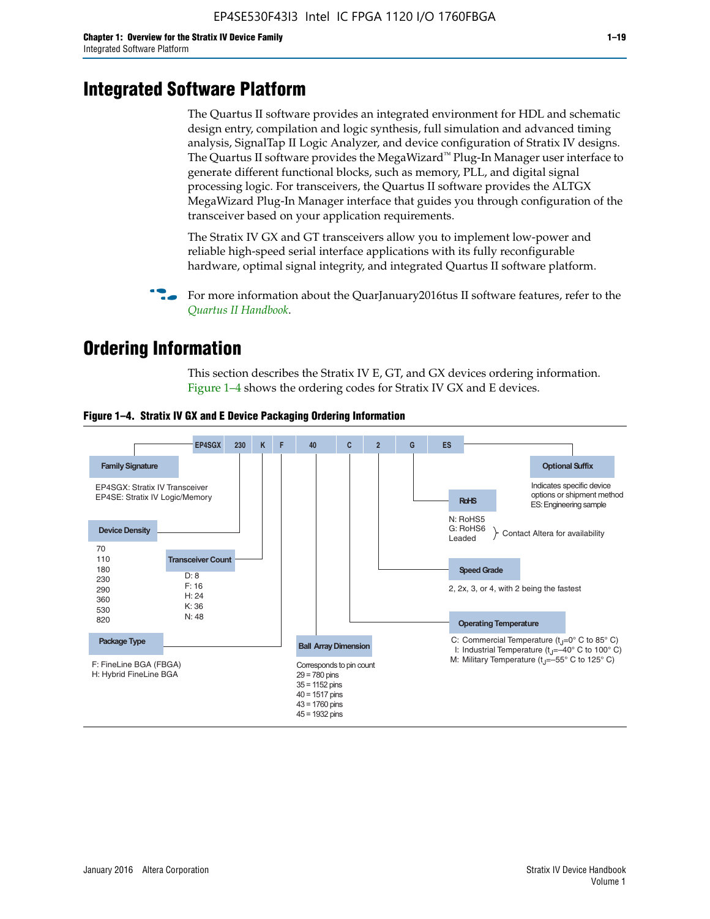# Integrated Software Platform

The Quartus II software provides an integrated environment for HDL and schematic design entry, compilation and logic synthesis, full simulation and advanced timing analysis, SignalTap II Logic Analyzer, and device configuration of Stratix IV designs. The Quartus II software provides the MegaWizard™ Plug-In Manager user interface to generate different functional blocks, such as memory, PLL, and digital signal processing logic. For transceivers, the Quartus II software provides the ALTGX MegaWizard Plug-In Manager interface that guides you through configuration of the transceiver based on your application requirements.

The Stratix IV GX and GT transceivers allow you to implement low-power and reliable high-speed serial interface applications with its fully reconfigurable hardware, optimal signal integrity, and integrated Quartus II software platform.

For more information about the QuarJanuary2016tus II software features, refer to the *Quartus II Handbook*.

# Ordering Information

This section describes the Stratix IV E, GT, and GX devices ordering information. Figure 1–4 shows the ordering codes for Stratix IV GX and E devices.

**Figure 1–4. Stratix IV GX and E Device Packaging Ordering Information**

EP4SGX 230 K F 40 C 2 G ES

- **Family Signature**
  - EP4SGX: Stratix IV Transceiver
  - EP4SE: Stratix IV Logic/Memory
- **Device Density**
  - 70
  - 110
  - 180
  - 230
  - 290
  - 360
  - 530
  - 820
- **Transceiver Count**
  - D: 8
  - F: 16
  - H: 24
  - K: 36
  - N: 48
- **Package Type**
  - F: FineLine BGA (FBGA)
  - H: Hybrid FineLine BGA
- **Ball Array Dimension**
  - Corresponds to pin count
  - 29 = 780 pins
  - 35 = 1152 pins
  - 40 = 1517 pins
  - 43 = 1760 pins
  - 45 = 1932 pins
- **Operating Temperature**
  - C: Commercial Temperature ($t_J$=0° C to 85° C)
  - I: Industrial Temperature ($t_J$=–40° C to 100° C)
  - M: Military Temperature ($t_J$=–55° C to 125° C)
- **Speed Grade**
  - 2, 2x, 3, or 4, with 2 being the fastest
- **RoHS**
  - N: RoHS5
  - G: RoHS6
  - Leaded
  - (RoHS6 and Leaded: Contact Altera for availability)
- **Optional Suffix**
  - Indicates specific device options or shipment method
  - ES: Engineering sample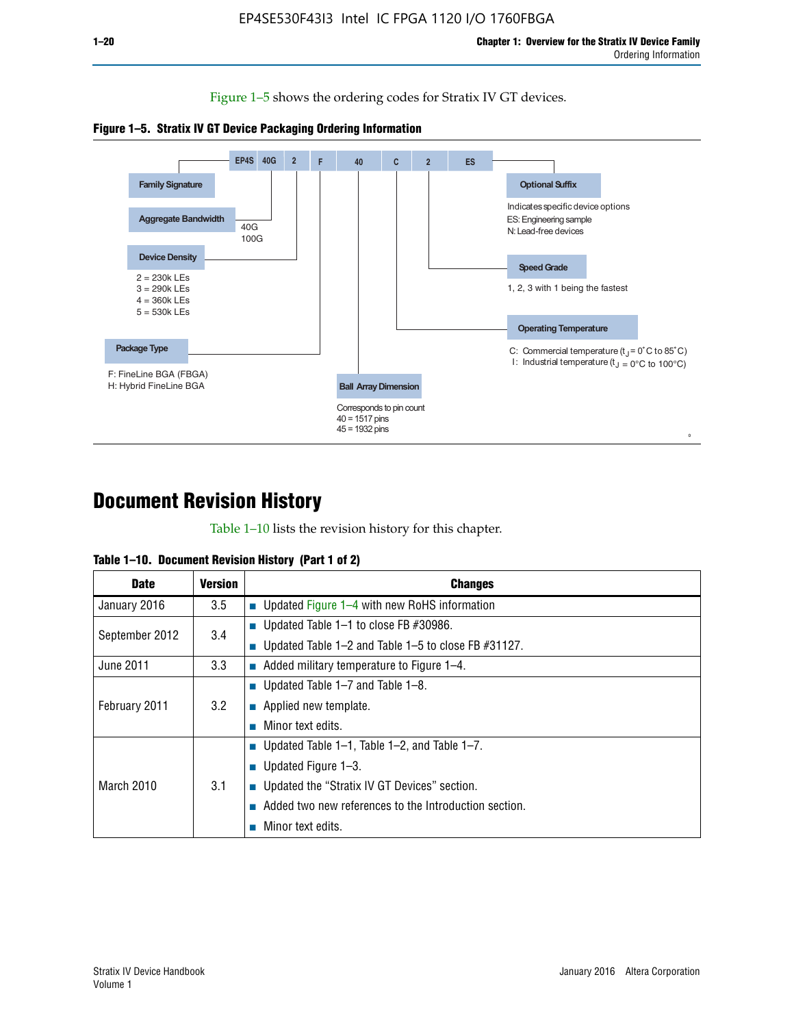Figure 1–5 shows the ordering codes for Stratix IV GT devices.

**Figure 1–5. Stratix IV GT Device Packaging Ordering Information**

EP4S 40G 2 F 40 C 2 ES

**Family Signature**

**Aggregate Bandwidth**
40G
100G

**Device Density**
2 = 230k LEs
3 = 290k LEs
4 = 360k LEs
5 = 530k LEs

**Package Type**
F: FineLine BGA (FBGA)
H: Hybrid FineLine BGA

**Ball Array Dimension**
Corresponds to pin count
40 = 1517 pins
45 = 1932 pins

**Optional Suffix**
Indicates specific device options
ES: Engineering sample
N: Lead-free devices

**Speed Grade**
1, 2, 3 with 1 being the fastest

**Operating Temperature**
C: Commercial temperature ($t_J$ = 0˚C to 85˚C)
I: Industrial temperature ($t_J$ = 0°C to 100°C)

# Document Revision History

Table 1–10 lists the revision history for this chapter.

**Table 1–10. Document Revision History (Part 1 of 2)**

| Date | Version | Changes |
|---|---|---|
| January 2016 | 3.5 | ■ Updated Figure 1–4 with new RoHS information |
| September 2012 | 3.4 | ■ Updated Table 1–1 to close FB #30986. ■ Updated Table 1–2 and Table 1–5 to close FB #31127. |
| June 2011 | 3.3 | ■ Added military temperature to Figure 1–4. |
| February 2011 | 3.2 | ■ Updated Table 1–7 and Table 1–8. ■ Applied new template. ■ Minor text edits. |
| March 2010 | 3.1 | ■ Updated Table 1–1, Table 1–2, and Table 1–7. ■ Updated Figure 1–3. ■ Updated the “Stratix IV GT Devices” section. ■ Added two new references to the Introduction section. ■ Minor text edits. |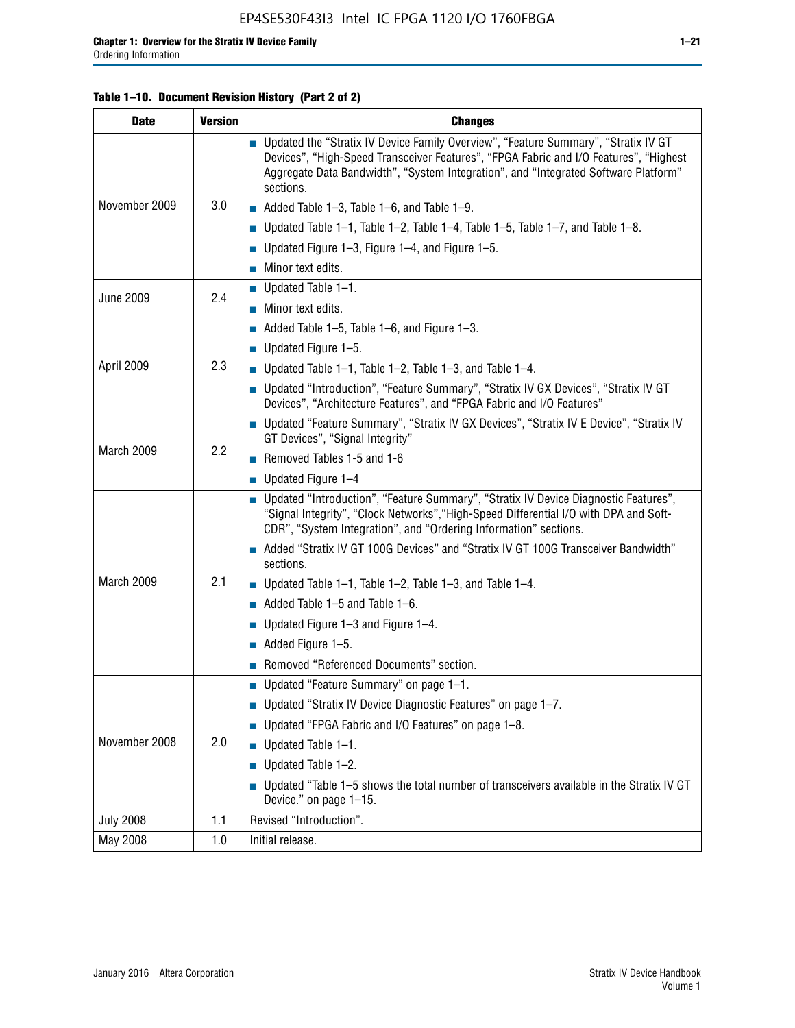**Table 1–10. Document Revision History (Part 2 of 2)**

| Date | Version | Changes |
|---|---|---|
| November 2009 | 3.0 | ■ Updated the "Stratix IV Device Family Overview", "Feature Summary", "Stratix IV GT Devices", "High-Speed Transceiver Features", "FPGA Fabric and I/O Features", "Highest Aggregate Data Bandwidth", "System Integration", and "Integrated Software Platform" sections.<br>■ Added Table 1–3, Table 1–6, and Table 1–9.<br>■ Updated Table 1–1, Table 1–2, Table 1–4, Table 1–5, Table 1–7, and Table 1–8.<br>■ Updated Figure 1–3, Figure 1–4, and Figure 1–5.<br>■ Minor text edits. |
| June 2009 | 2.4 | ■ Updated Table 1–1.<br>■ Minor text edits. |
| April 2009 | 2.3 | ■ Added Table 1–5, Table 1–6, and Figure 1–3.<br>■ Updated Figure 1–5.<br>■ Updated Table 1–1, Table 1–2, Table 1–3, and Table 1–4.<br>■ Updated "Introduction", "Feature Summary", "Stratix IV GX Devices", "Stratix IV GT Devices", "Architecture Features", and "FPGA Fabric and I/O Features" |
| March 2009 | 2.2 | ■ Updated "Feature Summary", "Stratix IV GX Devices", "Stratix IV E Device", "Stratix IV GT Devices", "Signal Integrity"<br>■ Removed Tables 1-5 and 1-6<br>■ Updated Figure 1–4 |
| March 2009 | 2.1 | ■ Updated "Introduction", "Feature Summary", "Stratix IV Device Diagnostic Features", "Signal Integrity", "Clock Networks","High-Speed Differential I/O with DPA and Soft-CDR", "System Integration", and "Ordering Information" sections.<br>■ Added "Stratix IV GT 100G Devices" and "Stratix IV GT 100G Transceiver Bandwidth" sections.<br>■ Updated Table 1–1, Table 1–2, Table 1–3, and Table 1–4.<br>■ Added Table 1–5 and Table 1–6.<br>■ Updated Figure 1–3 and Figure 1–4.<br>■ Added Figure 1–5.<br>■ Removed "Referenced Documents" section. |
| November 2008 | 2.0 | ■ Updated "Feature Summary" on page 1–1.<br>■ Updated "Stratix IV Device Diagnostic Features" on page 1–7.<br>■ Updated "FPGA Fabric and I/O Features" on page 1–8.<br>■ Updated Table 1–1.<br>■ Updated Table 1–2.<br>■ Updated "Table 1–5 shows the total number of transceivers available in the Stratix IV GT Device." on page 1–15. |
| July 2008 | 1.1 | Revised "Introduction". |
| May 2008 | 1.0 | Initial release. |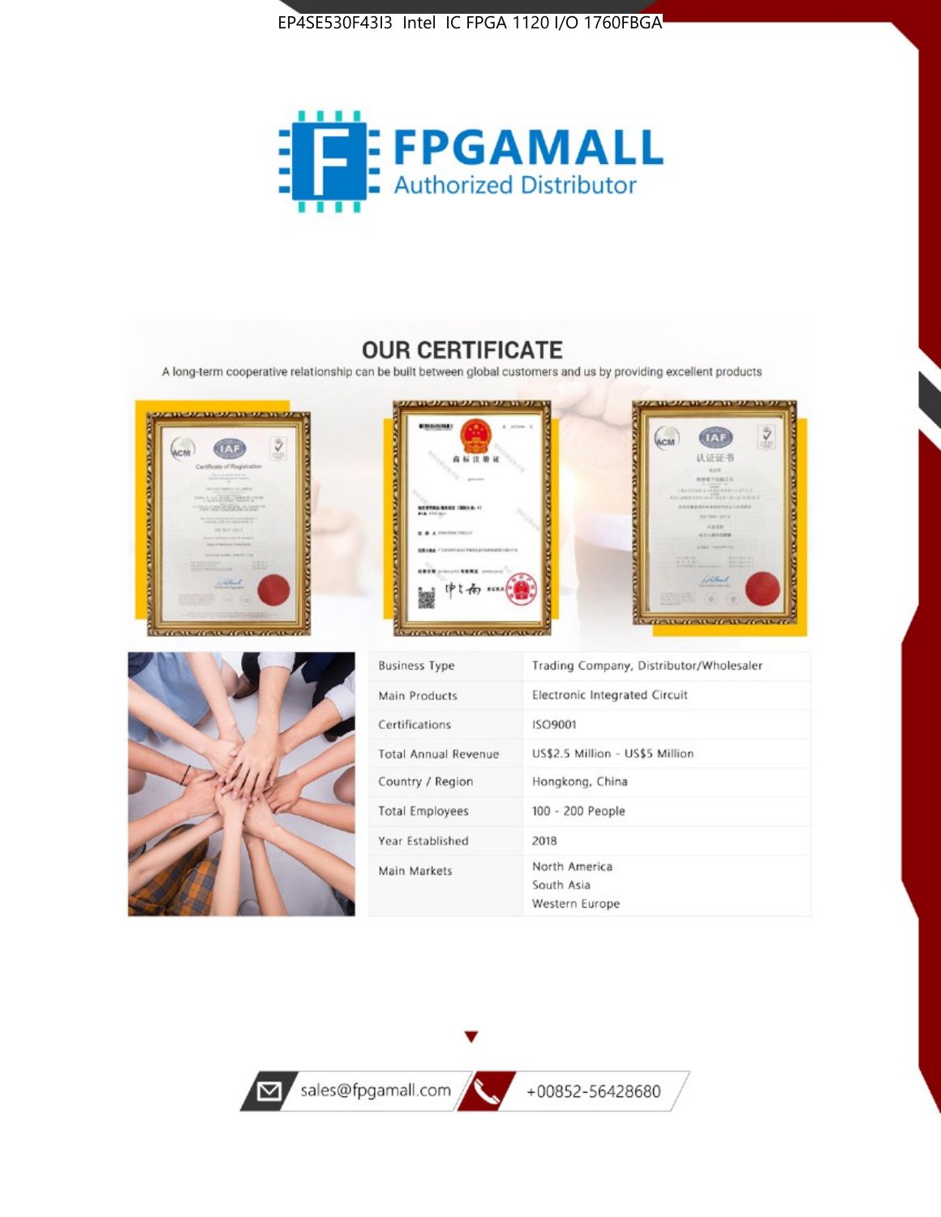FPGAMALL
Authorized Distributor

## OUR CERTIFICATE

A long-term cooperative relationship can be built between global customers and us by providing excellent products

| | |
|---|---|
| Business Type | Trading Company, Distributor/Wholesaler |
| Main Products | Electronic Integrated Circuit |
| Certifications | ISO9001 |
| Total Annual Revenue | US$2.5 Million - US$5 Million |
| Country / Region | Hongkong, China |
| Total Employees | 100 - 200 People |
| Year Established | 2018 |
| Main Markets | North America<br>South Asia<br>Western Europe |

sales@fpgamall.com

+00852-56428680